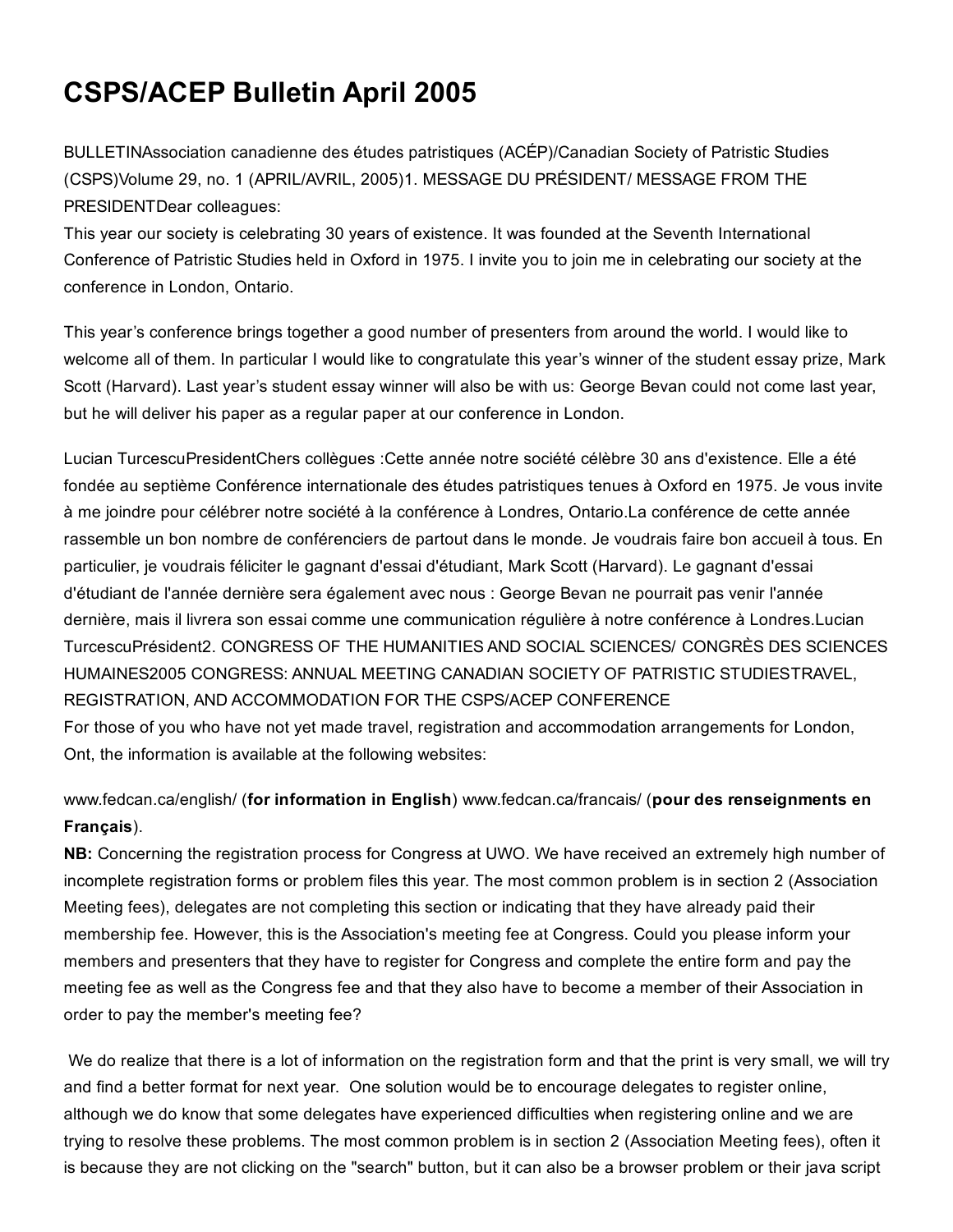# CSPS/ACEP Bulletin April 2005

BULLETINAssociation canadienne des études patristiques (ACÉP)/Canadian Society of Patristic Studies (CSPS)Volume 29, no. 1 (APRIL/AVRIL, 2005)1. MESSAGE DU PRÉSIDENT/ MESSAGE FROM THE PRESIDENTDear colleagues:
This year our society is celebrating 30 years of existence. It was founded at the Seventh International Conference of Patristic Studies held in Oxford in 1975. I invite you to join me in celebrating our society at the conference in London, Ontario.

This year's conference brings together a good number of presenters from around the world. I would like to welcome all of them. In particular I would like to congratulate this year's winner of the student essay prize, Mark Scott (Harvard). Last year's student essay winner will also be with us: George Bevan could not come last year, but he will deliver his paper as a regular paper at our conference in London.

Lucian TurcescuPresidentChers collègues :Cette année notre société célèbre 30 ans d'existence. Elle a été fondée au septième Conférence internationale des études patristiques tenues à Oxford en 1975. Je vous invite à me joindre pour célébrer notre société à la conférence à Londres, Ontario.La conférence de cette année rassemble un bon nombre de conférenciers de partout dans le monde. Je voudrais faire bon accueil à tous. En particulier, je voudrais féliciter le gagnant d'essai d'étudiant, Mark Scott (Harvard). Le gagnant d'essai d'étudiant de l'année dernière sera également avec nous : George Bevan ne pourrait pas venir l'année dernière, mais il livrera son essai comme une communication régulière à notre conférence à Londres.Lucian TurcescuPrésident2. CONGRESS OF THE HUMANITIES AND SOCIAL SCIENCES/ CONGRÈS DES SCIENCES HUMAINES2005 CONGRESS: ANNUAL MEETING CANADIAN SOCIETY OF PATRISTIC STUDIESTRAVEL, REGISTRATION, AND ACCOMMODATION FOR THE CSPS/ACEP CONFERENCE
For those of you who have not yet made travel, registration and accommodation arrangements for London, Ont, the information is available at the following websites:

www.fedcan.ca/english/ (**for information in English**) www.fedcan.ca/francais/ (**pour des renseignments en Français**).
**NB:** Concerning the registration process for Congress at UWO. We have received an extremely high number of incomplete registration forms or problem files this year. The most common problem is in section 2 (Association Meeting fees), delegates are not completing this section or indicating that they have already paid their membership fee. However, this is the Association's meeting fee at Congress. Could you please inform your members and presenters that they have to register for Congress and complete the entire form and pay the meeting fee as well as the Congress fee and that they also have to become a member of their Association in order to pay the member's meeting fee?

We do realize that there is a lot of information on the registration form and that the print is very small, we will try and find a better format for next year. One solution would be to encourage delegates to register online, although we do know that some delegates have experienced difficulties when registering online and we are trying to resolve these problems. The most common problem is in section 2 (Association Meeting fees), often it is because they are not clicking on the "search" button, but it can also be a browser problem or their java script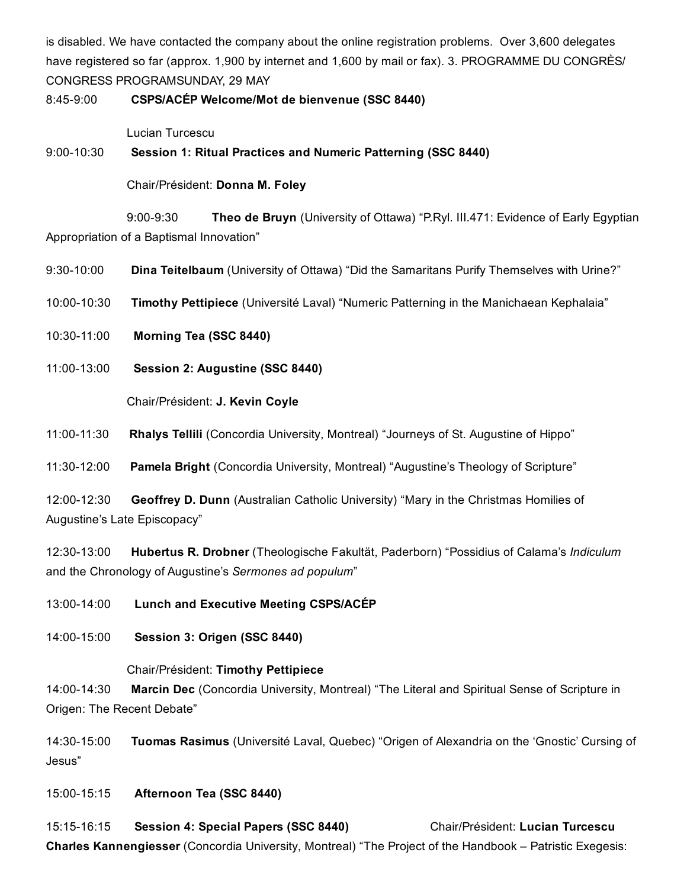is disabled. We have contacted the company about the online registration problems. Over 3,600 delegates have registered so far (approx. 1,900 by internet and 1,600 by mail or fax). 3. PROGRAMME DU CONGRÈS/ CONGRESS PROGRAMSUNDAY, 29 MAY

8:45-9:00 **CSPS/ACÉP Welcome/Mot de bienvenue (SSC 8440)**

Lucian Turcescu

9:00-10:30 **Session 1: Ritual Practices and Numeric Patterning (SSC 8440)**

Chair/Président: **Donna M. Foley**

9:00-9:30 **Theo de Bruyn** (University of Ottawa) "P.Ryl. III.471: Evidence of Early Egyptian Appropriation of a Baptismal Innovation"

9:30-10:00 **Dina Teitelbaum** (University of Ottawa) "Did the Samaritans Purify Themselves with Urine?"

10:00-10:30 **Timothy Pettipiece** (Université Laval) "Numeric Patterning in the Manichaean Kephalaia"

10:30-11:00 **Morning Tea (SSC 8440)**

11:00-13:00 **Session 2: Augustine (SSC 8440)**

Chair/Président: **J. Kevin Coyle**

11:00-11:30 **Rhalys Tellili** (Concordia University, Montreal) "Journeys of St. Augustine of Hippo"

11:30-12:00 **Pamela Bright** (Concordia University, Montreal) "Augustine's Theology of Scripture"

12:00-12:30 **Geoffrey D. Dunn** (Australian Catholic University) "Mary in the Christmas Homilies of Augustine's Late Episcopacy"

12:30-13:00 **Hubertus R. Drobner** (Theologische Fakultät, Paderborn) "Possidius of Calama's *Indiculum* and the Chronology of Augustine's *Sermones ad populum*"

13:00-14:00 **Lunch and Executive Meeting CSPS/ACÉP**

14:00-15:00 **Session 3: Origen (SSC 8440)**

Chair/Président: **Timothy Pettipiece**

14:00-14:30 **Marcin Dec** (Concordia University, Montreal) "The Literal and Spiritual Sense of Scripture in Origen: The Recent Debate"

14:30-15:00 **Tuomas Rasimus** (Université Laval, Quebec) "Origen of Alexandria on the 'Gnostic' Cursing of Jesus"

15:00-15:15 **Afternoon Tea (SSC 8440)**

15:15-16:15 **Session 4: Special Papers (SSC 8440)** Chair/Président: **Lucian Turcescu**

**Charles Kannengiesser** (Concordia University, Montreal) "The Project of the Handbook – Patristic Exegesis: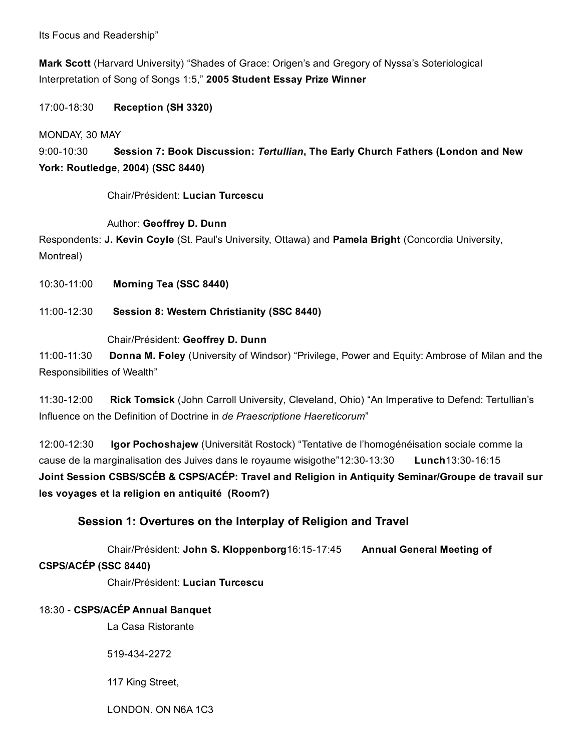Its Focus and Readership"

**Mark Scott** (Harvard University) "Shades of Grace: Origen's and Gregory of Nyssa's Soteriological Interpretation of Song of Songs 1:5," **2005 Student Essay Prize Winner**

17:00-18:30 **Reception (SH 3320)**

MONDAY, 30 MAY

9:00-10:30 **Session 7: Book Discussion: *Tertullian*, The Early Church Fathers (London and New York: Routledge, 2004) (SSC 8440)**

Chair/Président: **Lucian Turcescu**

Author: **Geoffrey D. Dunn**

Respondents: **J. Kevin Coyle** (St. Paul's University, Ottawa) and **Pamela Bright** (Concordia University, Montreal)

10:30-11:00 **Morning Tea (SSC 8440)**

11:00-12:30 **Session 8: Western Christianity (SSC 8440)**

Chair/Président: **Geoffrey D. Dunn**

11:00-11:30 **Donna M. Foley** (University of Windsor) "Privilege, Power and Equity: Ambrose of Milan and the Responsibilities of Wealth"

11:30-12:00 **Rick Tomsick** (John Carroll University, Cleveland, Ohio) "An Imperative to Defend: Tertullian's Influence on the Definition of Doctrine in *de Praescriptione Haereticorum*"

12:00-12:30 **Igor Pochoshajew** (Universität Rostock) "Tentative de l'homogénéisation sociale comme la cause de la marginalisation des Juives dans le royaume wisigothe"

12:30-13:30 **Lunch**

13:30-16:15 **Joint Session CSBS/SCÉB & CSPS/ACÉP: Travel and Religion in Antiquity Seminar/Groupe de travail sur les voyages et la religion en antiquité (Room?)**

**Session 1: Overtures on the Interplay of Religion and Travel**

Chair/Président: **John S. Kloppenborg**

16:15-17:45 **Annual General Meeting of CSPS/ACÉP (SSC 8440)**

Chair/Président: **Lucian Turcescu**

18:30 - **CSPS/ACÉP Annual Banquet**

La Casa Ristorante

519-434-2272

117 King Street,

LONDON. ON N6A 1C3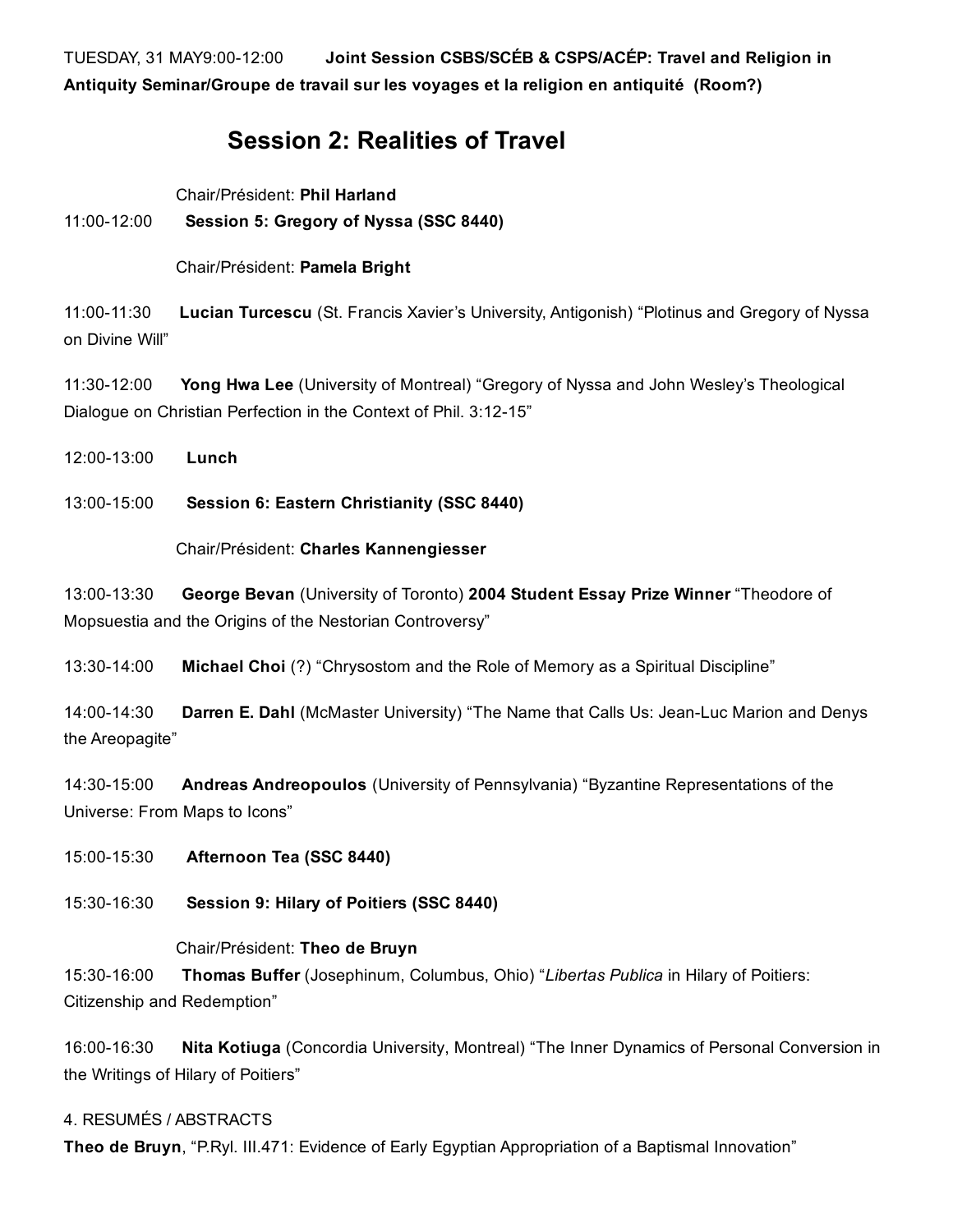TUESDAY, 31 MAY9:00-12:00 **Joint Session CSBS/SCÉB & CSPS/ACÉP: Travel and Religion in Antiquity Seminar/Groupe de travail sur les voyages et la religion en antiquité (Room?)**

## Session 2: Realities of Travel

Chair/Président: **Phil Harland**

11:00-12:00 **Session 5: Gregory of Nyssa (SSC 8440)**

Chair/Président: **Pamela Bright**

11:00-11:30 **Lucian Turcescu** (St. Francis Xavier's University, Antigonish) "Plotinus and Gregory of Nyssa on Divine Will"

11:30-12:00 **Yong Hwa Lee** (University of Montreal) "Gregory of Nyssa and John Wesley's Theological Dialogue on Christian Perfection in the Context of Phil. 3:12-15"

12:00-13:00 **Lunch**

13:00-15:00 **Session 6: Eastern Christianity (SSC 8440)**

Chair/Président: **Charles Kannengiesser**

13:00-13:30 **George Bevan** (University of Toronto) **2004 Student Essay Prize Winner** "Theodore of Mopsuestia and the Origins of the Nestorian Controversy"

13:30-14:00 **Michael Choi** (?) "Chrysostom and the Role of Memory as a Spiritual Discipline"

14:00-14:30 **Darren E. Dahl** (McMaster University) "The Name that Calls Us: Jean-Luc Marion and Denys the Areopagite"

14:30-15:00 **Andreas Andreopoulos** (University of Pennsylvania) "Byzantine Representations of the Universe: From Maps to Icons"

15:00-15:30 **Afternoon Tea (SSC 8440)**

15:30-16:30 **Session 9: Hilary of Poitiers (SSC 8440)**

Chair/Président: **Theo de Bruyn**

15:30-16:00 **Thomas Buffer** (Josephinum, Columbus, Ohio) "*Libertas Publica* in Hilary of Poitiers: Citizenship and Redemption"

16:00-16:30 **Nita Kotiuga** (Concordia University, Montreal) "The Inner Dynamics of Personal Conversion in the Writings of Hilary of Poitiers"

4. RESUMÉS / ABSTRACTS

**Theo de Bruyn**, "P.Ryl. III.471: Evidence of Early Egyptian Appropriation of a Baptismal Innovation"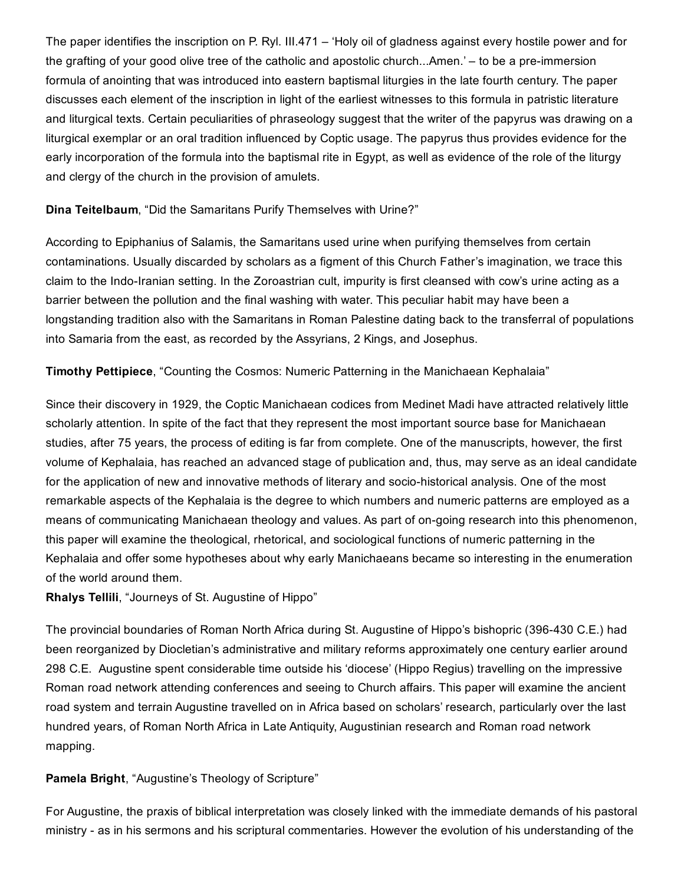The paper identifies the inscription on P. Ryl. III.471 – 'Holy oil of gladness against every hostile power and for the grafting of your good olive tree of the catholic and apostolic church...Amen.' – to be a pre-immersion formula of anointing that was introduced into eastern baptismal liturgies in the late fourth century. The paper discusses each element of the inscription in light of the earliest witnesses to this formula in patristic literature and liturgical texts. Certain peculiarities of phraseology suggest that the writer of the papyrus was drawing on a liturgical exemplar or an oral tradition influenced by Coptic usage. The papyrus thus provides evidence for the early incorporation of the formula into the baptismal rite in Egypt, as well as evidence of the role of the liturgy and clergy of the church in the provision of amulets.

**Dina Teitelbaum**, "Did the Samaritans Purify Themselves with Urine?"

According to Epiphanius of Salamis, the Samaritans used urine when purifying themselves from certain contaminations. Usually discarded by scholars as a figment of this Church Father's imagination, we trace this claim to the Indo-Iranian setting. In the Zoroastrian cult, impurity is first cleansed with cow's urine acting as a barrier between the pollution and the final washing with water. This peculiar habit may have been a longstanding tradition also with the Samaritans in Roman Palestine dating back to the transferral of populations into Samaria from the east, as recorded by the Assyrians, 2 Kings, and Josephus.

**Timothy Pettipiece**, "Counting the Cosmos: Numeric Patterning in the Manichaean Kephalaia"

Since their discovery in 1929, the Coptic Manichaean codices from Medinet Madi have attracted relatively little scholarly attention. In spite of the fact that they represent the most important source base for Manichaean studies, after 75 years, the process of editing is far from complete. One of the manuscripts, however, the first volume of Kephalaia, has reached an advanced stage of publication and, thus, may serve as an ideal candidate for the application of new and innovative methods of literary and socio-historical analysis. One of the most remarkable aspects of the Kephalaia is the degree to which numbers and numeric patterns are employed as a means of communicating Manichaean theology and values. As part of on-going research into this phenomenon, this paper will examine the theological, rhetorical, and sociological functions of numeric patterning in the Kephalaia and offer some hypotheses about why early Manichaeans became so interesting in the enumeration of the world around them.

**Rhalys Tellili**, "Journeys of St. Augustine of Hippo"

The provincial boundaries of Roman North Africa during St. Augustine of Hippo's bishopric (396-430 C.E.) had been reorganized by Diocletian's administrative and military reforms approximately one century earlier around 298 C.E. Augustine spent considerable time outside his 'diocese' (Hippo Regius) travelling on the impressive Roman road network attending conferences and seeing to Church affairs. This paper will examine the ancient road system and terrain Augustine travelled on in Africa based on scholars' research, particularly over the last hundred years, of Roman North Africa in Late Antiquity, Augustinian research and Roman road network mapping.

**Pamela Bright**, "Augustine's Theology of Scripture"

For Augustine, the praxis of biblical interpretation was closely linked with the immediate demands of his pastoral ministry - as in his sermons and his scriptural commentaries. However the evolution of his understanding of the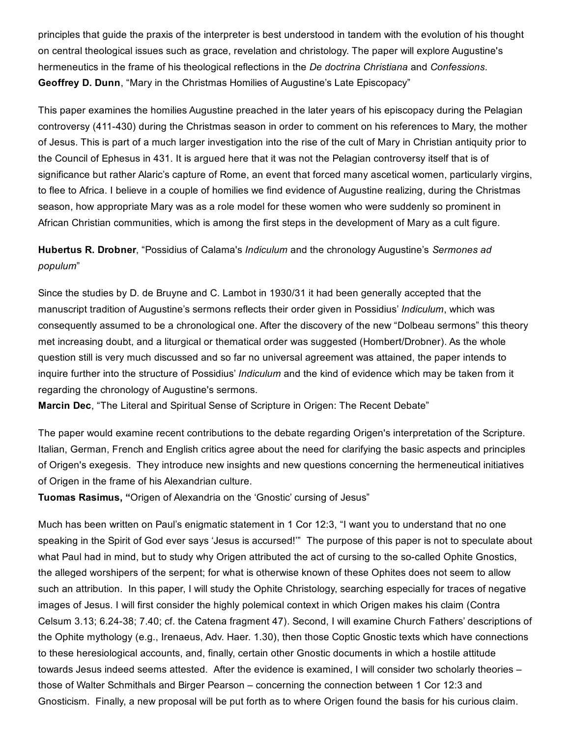principles that guide the praxis of the interpreter is best understood in tandem with the evolution of his thought on central theological issues such as grace, revelation and christology. The paper will explore Augustine's hermeneutics in the frame of his theological reflections in the *De doctrina Christiana* and *Confessions*.

**Geoffrey D. Dunn**, "Mary in the Christmas Homilies of Augustine's Late Episcopacy"

This paper examines the homilies Augustine preached in the later years of his episcopacy during the Pelagian controversy (411-430) during the Christmas season in order to comment on his references to Mary, the mother of Jesus. This is part of a much larger investigation into the rise of the cult of Mary in Christian antiquity prior to the Council of Ephesus in 431. It is argued here that it was not the Pelagian controversy itself that is of significance but rather Alaric's capture of Rome, an event that forced many ascetical women, particularly virgins, to flee to Africa. I believe in a couple of homilies we find evidence of Augustine realizing, during the Christmas season, how appropriate Mary was as a role model for these women who were suddenly so prominent in African Christian communities, which is among the first steps in the development of Mary as a cult figure.

**Hubertus R. Drobner**, "Possidius of Calama's *Indiculum* and the chronology Augustine's *Sermones ad populum*"

Since the studies by D. de Bruyne and C. Lambot in 1930/31 it had been generally accepted that the manuscript tradition of Augustine's sermons reflects their order given in Possidius' *Indiculum*, which was consequently assumed to be a chronological one. After the discovery of the new "Dolbeau sermons" this theory met increasing doubt, and a liturgical or thematical order was suggested (Hombert/Drobner). As the whole question still is very much discussed and so far no universal agreement was attained, the paper intends to inquire further into the structure of Possidius' *Indiculum* and the kind of evidence which may be taken from it regarding the chronology of Augustine's sermons.

**Marcin Dec**, "The Literal and Spiritual Sense of Scripture in Origen: The Recent Debate"

The paper would examine recent contributions to the debate regarding Origen's interpretation of the Scripture. Italian, German, French and English critics agree about the need for clarifying the basic aspects and principles of Origen's exegesis. They introduce new insights and new questions concerning the hermeneutical initiatives of Origen in the frame of his Alexandrian culture.

**Tuomas Rasimus, "**Origen of Alexandria on the 'Gnostic' cursing of Jesus"

Much has been written on Paul's enigmatic statement in 1 Cor 12:3, "I want you to understand that no one speaking in the Spirit of God ever says 'Jesus is accursed!'" The purpose of this paper is not to speculate about what Paul had in mind, but to study why Origen attributed the act of cursing to the so-called Ophite Gnostics, the alleged worshipers of the serpent; for what is otherwise known of these Ophites does not seem to allow such an attribution. In this paper, I will study the Ophite Christology, searching especially for traces of negative images of Jesus. I will first consider the highly polemical context in which Origen makes his claim (Contra Celsum 3.13; 6.24-38; 7.40; cf. the Catena fragment 47). Second, I will examine Church Fathers' descriptions of the Ophite mythology (e.g., Irenaeus, Adv. Haer. 1.30), then those Coptic Gnostic texts which have connections to these heresiological accounts, and, finally, certain other Gnostic documents in which a hostile attitude towards Jesus indeed seems attested. After the evidence is examined, I will consider two scholarly theories – those of Walter Schmithals and Birger Pearson – concerning the connection between 1 Cor 12:3 and Gnosticism. Finally, a new proposal will be put forth as to where Origen found the basis for his curious claim.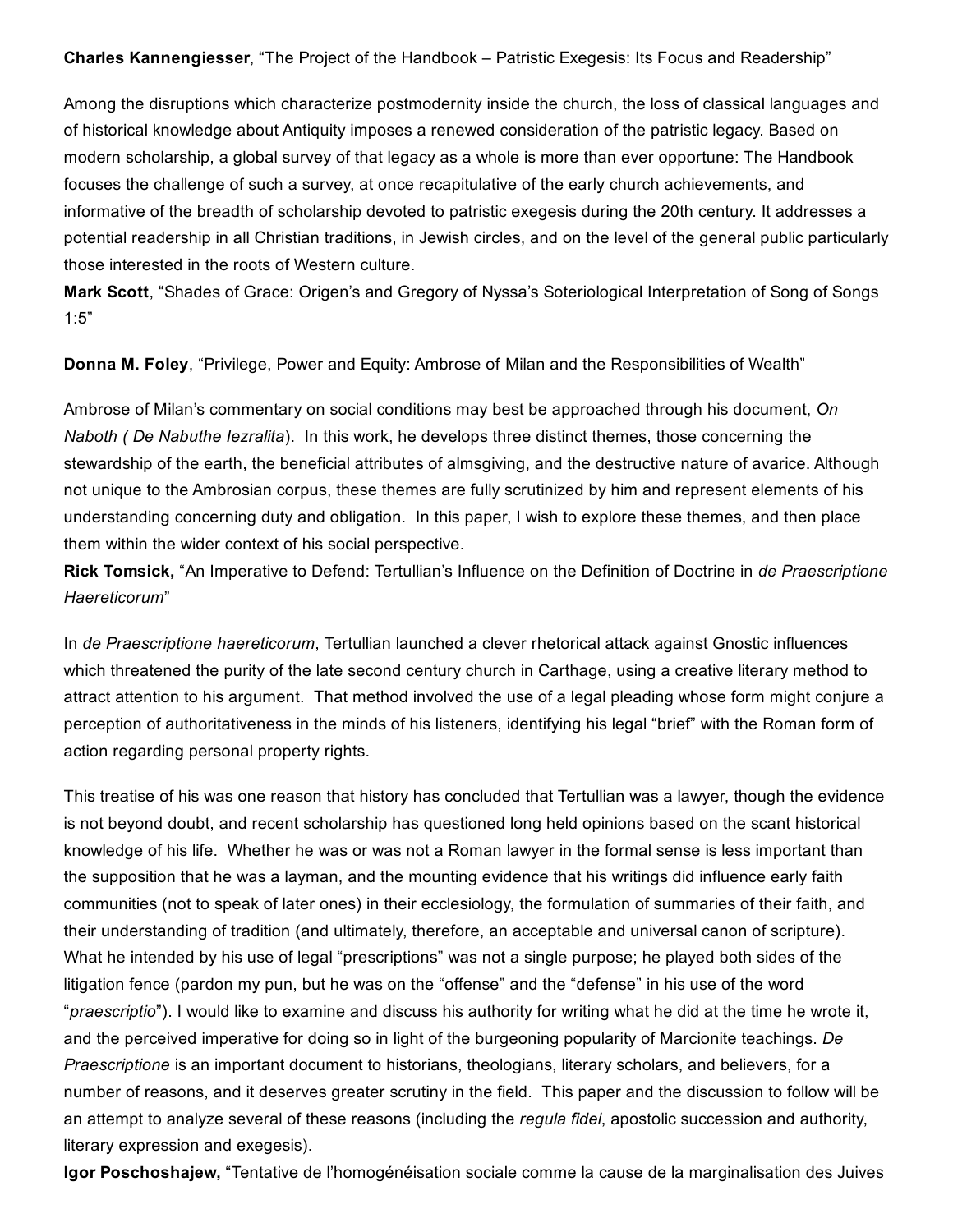**Charles Kannengiesser**, “The Project of the Handbook – Patristic Exegesis: Its Focus and Readership”

Among the disruptions which characterize postmodernity inside the church, the loss of classical languages and of historical knowledge about Antiquity imposes a renewed consideration of the patristic legacy. Based on modern scholarship, a global survey of that legacy as a whole is more than ever opportune: The Handbook focuses the challenge of such a survey, at once recapitulative of the early church achievements, and informative of the breadth of scholarship devoted to patristic exegesis during the 20th century. It addresses a potential readership in all Christian traditions, in Jewish circles, and on the level of the general public particularly those interested in the roots of Western culture.

**Mark Scott**, “Shades of Grace: Origen’s and Gregory of Nyssa’s Soteriological Interpretation of Song of Songs 1:5”

**Donna M. Foley**, “Privilege, Power and Equity: Ambrose of Milan and the Responsibilities of Wealth”

Ambrose of Milan’s commentary on social conditions may best be approached through his document, *On Naboth ( De Nabuthe Iezralita*). In this work, he develops three distinct themes, those concerning the stewardship of the earth, the beneficial attributes of almsgiving, and the destructive nature of avarice. Although not unique to the Ambrosian corpus, these themes are fully scrutinized by him and represent elements of his understanding concerning duty and obligation. In this paper, I wish to explore these themes, and then place them within the wider context of his social perspective.

**Rick Tomsick,** “An Imperative to Defend: Tertullian’s Influence on the Definition of Doctrine in *de Praescriptione Haereticorum*”

In *de Praescriptione haereticorum*, Tertullian launched a clever rhetorical attack against Gnostic influences which threatened the purity of the late second century church in Carthage, using a creative literary method to attract attention to his argument. That method involved the use of a legal pleading whose form might conjure a perception of authoritativeness in the minds of his listeners, identifying his legal “brief” with the Roman form of action regarding personal property rights.

This treatise of his was one reason that history has concluded that Tertullian was a lawyer, though the evidence is not beyond doubt, and recent scholarship has questioned long held opinions based on the scant historical knowledge of his life. Whether he was or was not a Roman lawyer in the formal sense is less important than the supposition that he was a layman, and the mounting evidence that his writings did influence early faith communities (not to speak of later ones) in their ecclesiology, the formulation of summaries of their faith, and their understanding of tradition (and ultimately, therefore, an acceptable and universal canon of scripture). What he intended by his use of legal “prescriptions” was not a single purpose; he played both sides of the litigation fence (pardon my pun, but he was on the “offense” and the “defense” in his use of the word “*praescriptio*”). I would like to examine and discuss his authority for writing what he did at the time he wrote it, and the perceived imperative for doing so in light of the burgeoning popularity of Marcionite teachings. *De Praescriptione* is an important document to historians, theologians, literary scholars, and believers, for a number of reasons, and it deserves greater scrutiny in the field. This paper and the discussion to follow will be an attempt to analyze several of these reasons (including the *regula fidei*, apostolic succession and authority, literary expression and exegesis).

**Igor Poschoshajew,** “Tentative de l’homogénéisation sociale comme la cause de la marginalisation des Juives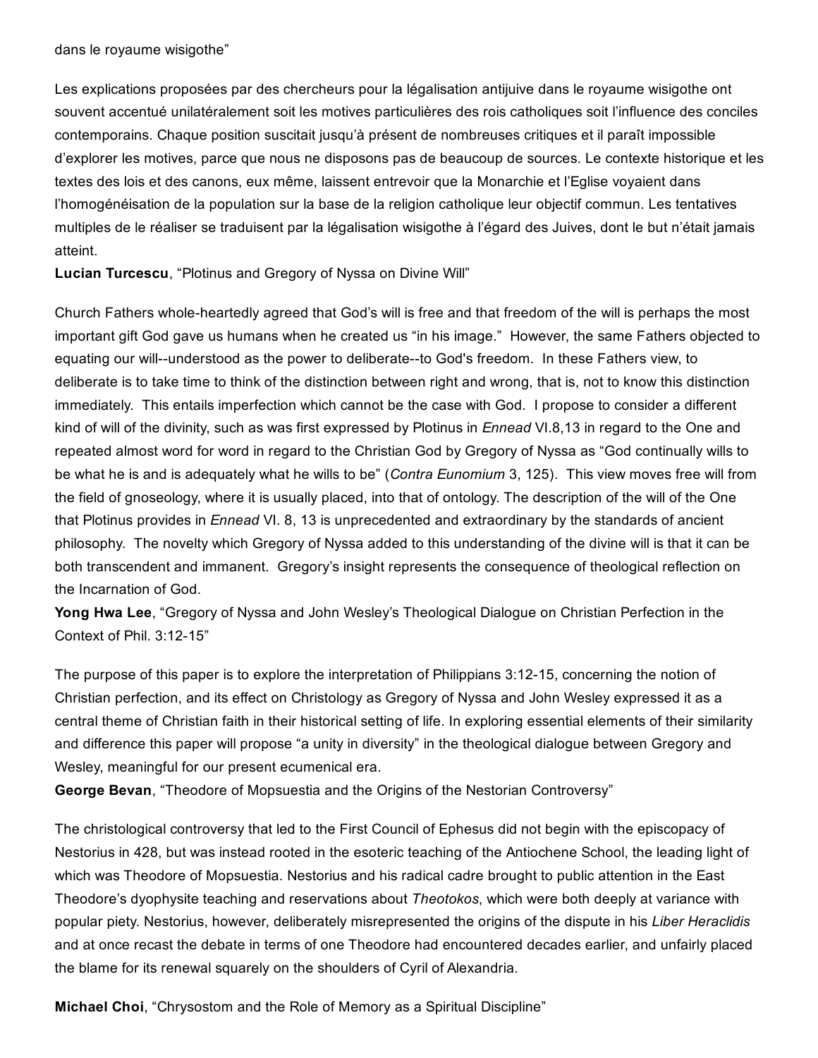dans le royaume wisigothe"

Les explications proposées par des chercheurs pour la légalisation antijuive dans le royaume wisigothe ont souvent accentué unilatéralement soit les motives particulières des rois catholiques soit l'influence des conciles contemporains. Chaque position suscitait jusqu'à présent de nombreuses critiques et il paraît impossible d'explorer les motives, parce que nous ne disposons pas de beaucoup de sources. Le contexte historique et les textes des lois et des canons, eux même, laissent entrevoir que la Monarchie et l'Eglise voyaient dans l'homogénéisation de la population sur la base de la religion catholique leur objectif commun. Les tentatives multiples de le réaliser se traduisent par la légalisation wisigothe à l'égard des Juives, dont le but n'était jamais atteint.

**Lucian Turcescu**, "Plotinus and Gregory of Nyssa on Divine Will"

Church Fathers whole-heartedly agreed that God's will is free and that freedom of the will is perhaps the most important gift God gave us humans when he created us "in his image." However, the same Fathers objected to equating our will--understood as the power to deliberate--to God's freedom. In these Fathers view, to deliberate is to take time to think of the distinction between right and wrong, that is, not to know this distinction immediately. This entails imperfection which cannot be the case with God. I propose to consider a different kind of will of the divinity, such as was first expressed by Plotinus in *Ennead* VI.8,13 in regard to the One and repeated almost word for word in regard to the Christian God by Gregory of Nyssa as "God continually wills to be what he is and is adequately what he wills to be" (*Contra Eunomium* 3, 125). This view moves free will from the field of gnoseology, where it is usually placed, into that of ontology. The description of the will of the One that Plotinus provides in *Ennead* VI. 8, 13 is unprecedented and extraordinary by the standards of ancient philosophy. The novelty which Gregory of Nyssa added to this understanding of the divine will is that it can be both transcendent and immanent. Gregory's insight represents the consequence of theological reflection on the Incarnation of God.

**Yong Hwa Lee**, "Gregory of Nyssa and John Wesley's Theological Dialogue on Christian Perfection in the Context of Phil. 3:12-15"

The purpose of this paper is to explore the interpretation of Philippians 3:12-15, concerning the notion of Christian perfection, and its effect on Christology as Gregory of Nyssa and John Wesley expressed it as a central theme of Christian faith in their historical setting of life. In exploring essential elements of their similarity and difference this paper will propose "a unity in diversity" in the theological dialogue between Gregory and Wesley, meaningful for our present ecumenical era.

**George Bevan**, "Theodore of Mopsuestia and the Origins of the Nestorian Controversy"

The christological controversy that led to the First Council of Ephesus did not begin with the episcopacy of Nestorius in 428, but was instead rooted in the esoteric teaching of the Antiochene School, the leading light of which was Theodore of Mopsuestia. Nestorius and his radical cadre brought to public attention in the East Theodore's dyophysite teaching and reservations about *Theotokos*, which were both deeply at variance with popular piety. Nestorius, however, deliberately misrepresented the origins of the dispute in his *Liber Heraclidis* and at once recast the debate in terms of one Theodore had encountered decades earlier, and unfairly placed the blame for its renewal squarely on the shoulders of Cyril of Alexandria.

**Michael Choi**, "Chrysostom and the Role of Memory as a Spiritual Discipline"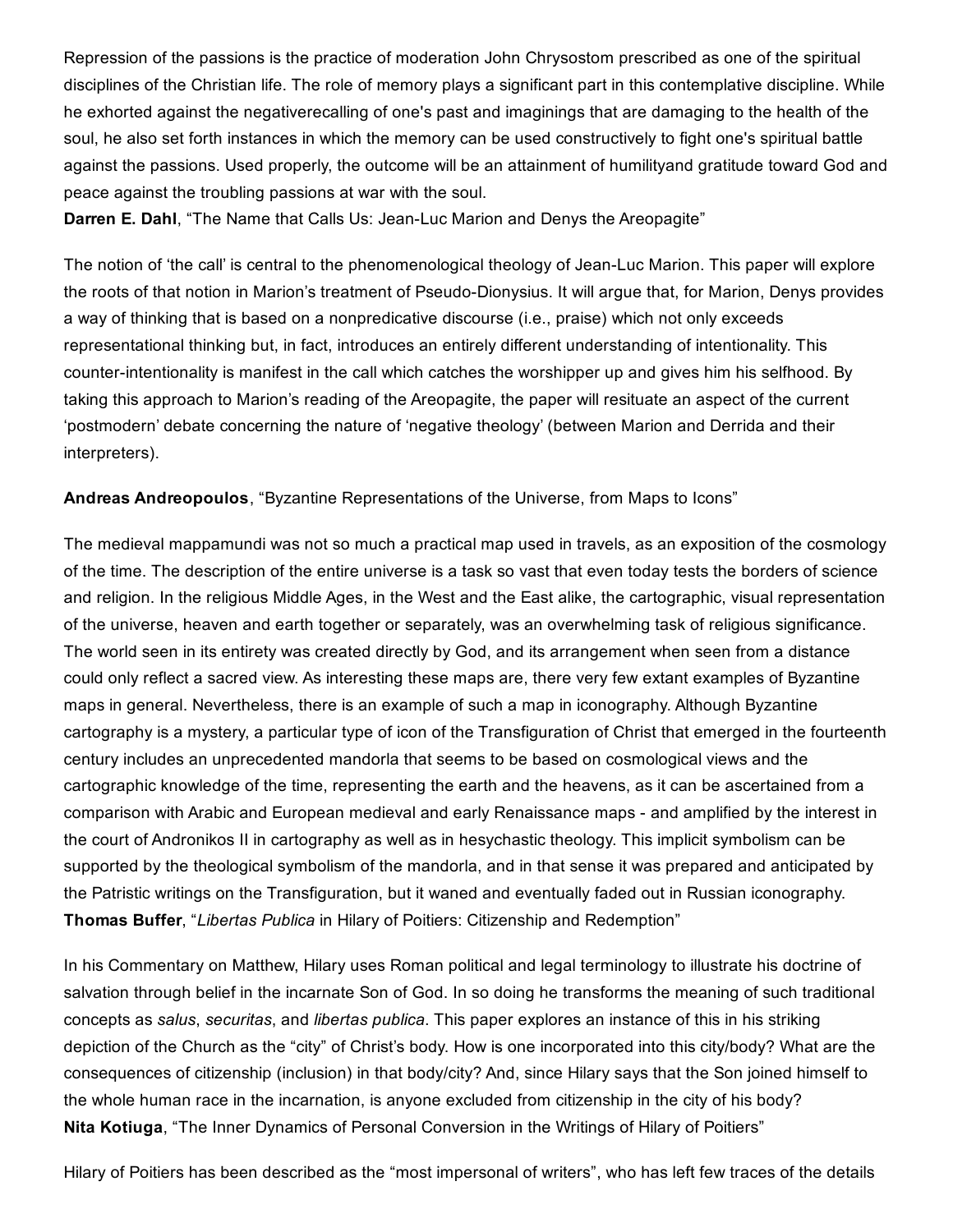Repression of the passions is the practice of moderation John Chrysostom prescribed as one of the spiritual disciplines of the Christian life. The role of memory plays a significant part in this contemplative discipline. While he exhorted against the negativerecalling of one's past and imaginings that are damaging to the health of the soul, he also set forth instances in which the memory can be used constructively to fight one's spiritual battle against the passions. Used properly, the outcome will be an attainment of humilityand gratitude toward God and peace against the troubling passions at war with the soul.

**Darren E. Dahl**, "The Name that Calls Us: Jean-Luc Marion and Denys the Areopagite"

The notion of 'the call' is central to the phenomenological theology of Jean-Luc Marion. This paper will explore the roots of that notion in Marion's treatment of Pseudo-Dionysius. It will argue that, for Marion, Denys provides a way of thinking that is based on a nonpredicative discourse (i.e., praise) which not only exceeds representational thinking but, in fact, introduces an entirely different understanding of intentionality. This counter-intentionality is manifest in the call which catches the worshipper up and gives him his selfhood. By taking this approach to Marion's reading of the Areopagite, the paper will resituate an aspect of the current 'postmodern' debate concerning the nature of 'negative theology' (between Marion and Derrida and their interpreters).

**Andreas Andreopoulos**, "Byzantine Representations of the Universe, from Maps to Icons"

The medieval mappamundi was not so much a practical map used in travels, as an exposition of the cosmology of the time. The description of the entire universe is a task so vast that even today tests the borders of science and religion. In the religious Middle Ages, in the West and the East alike, the cartographic, visual representation of the universe, heaven and earth together or separately, was an overwhelming task of religious significance. The world seen in its entirety was created directly by God, and its arrangement when seen from a distance could only reflect a sacred view. As interesting these maps are, there very few extant examples of Byzantine maps in general. Nevertheless, there is an example of such a map in iconography. Although Byzantine cartography is a mystery, a particular type of icon of the Transfiguration of Christ that emerged in the fourteenth century includes an unprecedented mandorla that seems to be based on cosmological views and the cartographic knowledge of the time, representing the earth and the heavens, as it can be ascertained from a comparison with Arabic and European medieval and early Renaissance maps - and amplified by the interest in the court of Andronikos II in cartography as well as in hesychastic theology. This implicit symbolism can be supported by the theological symbolism of the mandorla, and in that sense it was prepared and anticipated by the Patristic writings on the Transfiguration, but it waned and eventually faded out in Russian iconography.

**Thomas Buffer**, "*Libertas Publica* in Hilary of Poitiers: Citizenship and Redemption"

In his Commentary on Matthew, Hilary uses Roman political and legal terminology to illustrate his doctrine of salvation through belief in the incarnate Son of God. In so doing he transforms the meaning of such traditional concepts as *salus*, *securitas*, and *libertas publica*. This paper explores an instance of this in his striking depiction of the Church as the "city" of Christ's body. How is one incorporated into this city/body? What are the consequences of citizenship (inclusion) in that body/city? And, since Hilary says that the Son joined himself to the whole human race in the incarnation, is anyone excluded from citizenship in the city of his body?

**Nita Kotiuga**, "The Inner Dynamics of Personal Conversion in the Writings of Hilary of Poitiers"

Hilary of Poitiers has been described as the "most impersonal of writers", who has left few traces of the details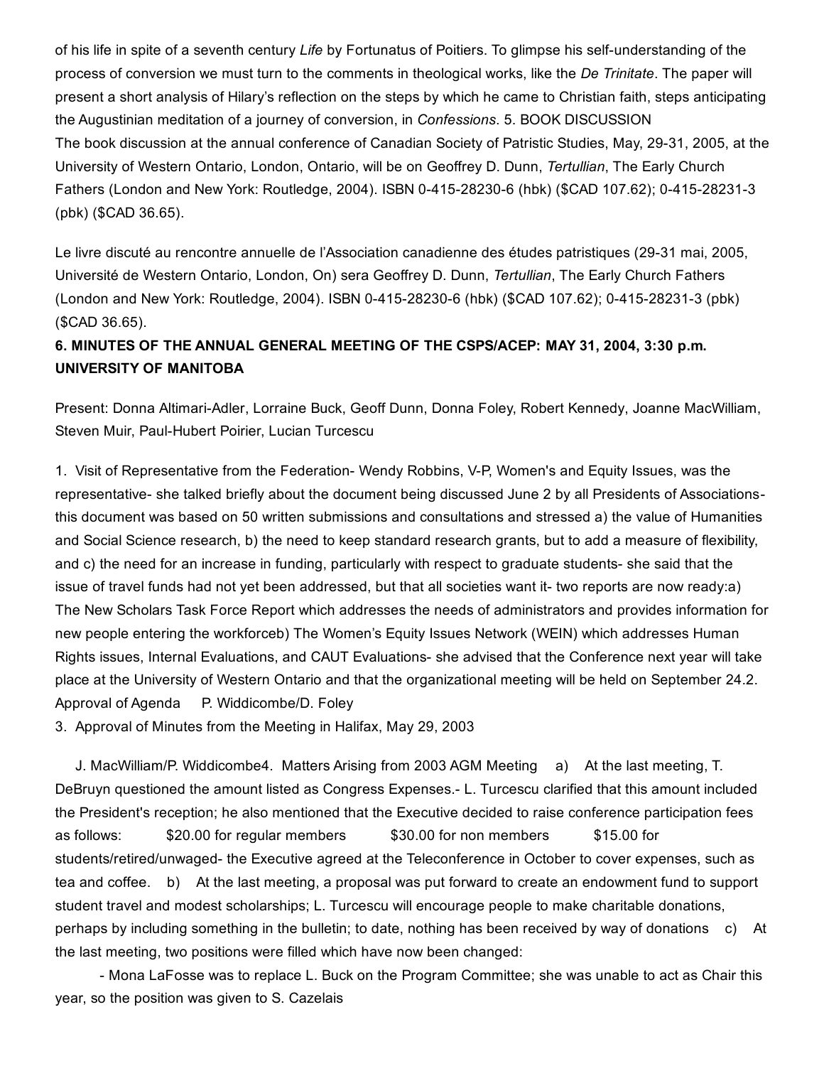of his life in spite of a seventh century *Life* by Fortunatus of Poitiers. To glimpse his self-understanding of the process of conversion we must turn to the comments in theological works, like the *De Trinitate*. The paper will present a short analysis of Hilary's reflection on the steps by which he came to Christian faith, steps anticipating the Augustinian meditation of a journey of conversion, in *Confessions*. 5. BOOK DISCUSSION

The book discussion at the annual conference of Canadian Society of Patristic Studies, May, 29-31, 2005, at the University of Western Ontario, London, Ontario, will be on Geoffrey D. Dunn, *Tertullian*, The Early Church Fathers (London and New York: Routledge, 2004). ISBN 0-415-28230-6 (hbk) ($CAD 107.62); 0-415-28231-3 (pbk) ($CAD 36.65).

Le livre discuté au rencontre annuelle de l'Association canadienne des études patristiques (29-31 mai, 2005, Université de Western Ontario, London, On) sera Geoffrey D. Dunn, *Tertullian*, The Early Church Fathers (London and New York: Routledge, 2004). ISBN 0-415-28230-6 (hbk) ($CAD 107.62); 0-415-28231-3 (pbk) ($CAD 36.65).

**6. MINUTES OF THE ANNUAL GENERAL MEETING OF THE CSPS/ACEP: MAY 31, 2004, 3:30 p.m. UNIVERSITY OF MANITOBA**

Present: Donna Altimari-Adler, Lorraine Buck, Geoff Dunn, Donna Foley, Robert Kennedy, Joanne MacWilliam, Steven Muir, Paul-Hubert Poirier, Lucian Turcescu

1. Visit of Representative from the Federation- Wendy Robbins, V-P, Women's and Equity Issues, was the representative- she talked briefly about the document being discussed June 2 by all Presidents of Associations- this document was based on 50 written submissions and consultations and stressed a) the value of Humanities and Social Science research, b) the need to keep standard research grants, but to add a measure of flexibility, and c) the need for an increase in funding, particularly with respect to graduate students- she said that the issue of travel funds had not yet been addressed, but that all societies want it- two reports are now ready:a) The New Scholars Task Force Report which addresses the needs of administrators and provides information for new people entering the workforceb) The Women's Equity Issues Network (WEIN) which addresses Human Rights issues, Internal Evaluations, and CAUT Evaluations- she advised that the Conference next year will take place at the University of Western Ontario and that the organizational meeting will be held on September 24.2. Approval of Agenda P. Widdicombe/D. Foley

3. Approval of Minutes from the Meeting in Halifax, May 29, 2003

J. MacWilliam/P. Widdicombe4. Matters Arising from 2003 AGM Meeting a) At the last meeting, T. DeBruyn questioned the amount listed as Congress Expenses.- L. Turcescu clarified that this amount included the President's reception; he also mentioned that the Executive decided to raise conference participation fees as follows: $20.00 for regular members $30.00 for non members $15.00 for students/retired/unwaged- the Executive agreed at the Teleconference in October to cover expenses, such as tea and coffee. b) At the last meeting, a proposal was put forward to create an endowment fund to support student travel and modest scholarships; L. Turcescu will encourage people to make charitable donations, perhaps by including something in the bulletin; to date, nothing has been received by way of donations c) At the last meeting, two positions were filled which have now been changed:

- Mona LaFosse was to replace L. Buck on the Program Committee; she was unable to act as Chair this year, so the position was given to S. Cazelais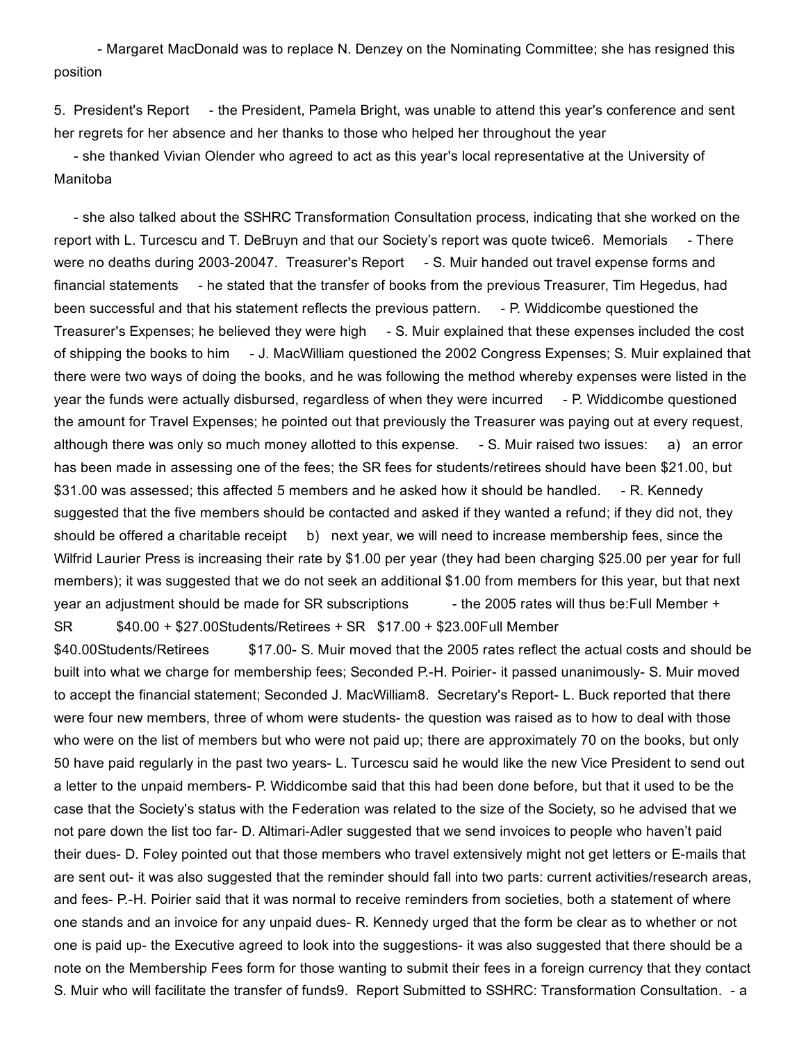- Margaret MacDonald was to replace N. Denzey on the Nominating Committee; she has resigned this position

5. President's Report - the President, Pamela Bright, was unable to attend this year's conference and sent her regrets for her absence and her thanks to those who helped her throughout the year

- she thanked Vivian Olender who agreed to act as this year's local representative at the University of Manitoba

- she also talked about the SSHRC Transformation Consultation process, indicating that she worked on the report with L. Turcescu and T. DeBruyn and that our Society's report was quote twice

6. Memorials - There were no deaths during 2003-2004

7. Treasurer's Report - S. Muir handed out travel expense forms and financial statements - he stated that the transfer of books from the previous Treasurer, Tim Hegedus, had been successful and that his statement reflects the previous pattern. - P. Widdicombe questioned the Treasurer's Expenses; he believed they were high - S. Muir explained that these expenses included the cost of shipping the books to him - J. MacWilliam questioned the 2002 Congress Expenses; S. Muir explained that there were two ways of doing the books, and he was following the method whereby expenses were listed in the year the funds were actually disbursed, regardless of when they were incurred - P. Widdicombe questioned the amount for Travel Expenses; he pointed out that previously the Treasurer was paying out at every request, although there was only so much money allotted to this expense. - S. Muir raised two issues: a) an error has been made in assessing one of the fees; the SR fees for students/retirees should have been $21.00, but $31.00 was assessed; this affected 5 members and he asked how it should be handled. - R. Kennedy suggested that the five members should be contacted and asked if they wanted a refund; if they did not, they should be offered a charitable receipt b) next year, we will need to increase membership fees, since the Wilfrid Laurier Press is increasing their rate by $1.00 per year (they had been charging $25.00 per year for full members); it was suggested that we do not seek an additional $1.00 from members for this year, but that next year an adjustment should be made for SR subscriptions - the 2005 rates will thus be:

Full Member + SR $40.00 + $27.00
Students/Retirees + SR $17.00 + $23.00
Full Member $40.00
Students/Retirees $17.00

- S. Muir moved that the 2005 rates reflect the actual costs and should be built into what we charge for membership fees; Seconded P.-H. Poirier
- it passed unanimously
- S. Muir moved to accept the financial statement; Seconded J. MacWilliam

8. Secretary's Report
- L. Buck reported that there were four new members, three of whom were students
- the question was raised as to how to deal with those who were on the list of members but who were not paid up; there are approximately 70 on the books, but only 50 have paid regularly in the past two years
- L. Turcescu said he would like the new Vice President to send out a letter to the unpaid members
- P. Widdicombe said that this had been done before, but that it used to be the case that the Society's status with the Federation was related to the size of the Society, so he advised that we not pare down the list too far
- D. Altimari-Adler suggested that we send invoices to people who haven't paid their dues
- D. Foley pointed out that those members who travel extensively might not get letters or E-mails that are sent out
- it was also suggested that the reminder should fall into two parts: current activities/research areas, and fees
- P.-H. Poirier said that it was normal to receive reminders from societies, both a statement of where one stands and an invoice for any unpaid dues
- R. Kennedy urged that the form be clear as to whether or not one is paid up
- the Executive agreed to look into the suggestions
- it was also suggested that there should be a note on the Membership Fees form for those wanting to submit their fees in a foreign currency that they contact S. Muir who will facilitate the transfer of funds

9. Report Submitted to SSHRC: Transformation Consultation. - a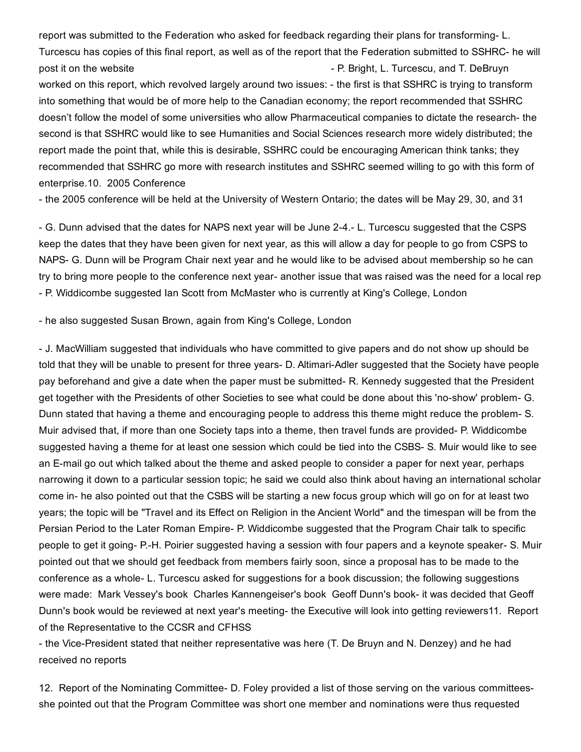report was submitted to the Federation who asked for feedback regarding their plans for transforming- L. Turcescu has copies of this final report, as well as of the report that the Federation submitted to SSHRC- he will post it on the website - P. Bright, L. Turcescu, and T. DeBruyn worked on this report, which revolved largely around two issues: - the first is that SSHRC is trying to transform into something that would be of more help to the Canadian economy; the report recommended that SSHRC doesn't follow the model of some universities who allow Pharmaceutical companies to dictate the research- the second is that SSHRC would like to see Humanities and Social Sciences research more widely distributed; the report made the point that, while this is desirable, SSHRC could be encouraging American think tanks; they recommended that SSHRC go more with research institutes and SSHRC seemed willing to go with this form of enterprise.10. 2005 Conference

- the 2005 conference will be held at the University of Western Ontario; the dates will be May 29, 30, and 31

- G. Dunn advised that the dates for NAPS next year will be June 2-4.- L. Turcescu suggested that the CSPS keep the dates that they have been given for next year, as this will allow a day for people to go from CSPS to NAPS- G. Dunn will be Program Chair next year and he would like to be advised about membership so he can try to bring more people to the conference next year- another issue that was raised was the need for a local rep - P. Widdicombe suggested Ian Scott from McMaster who is currently at King's College, London

- he also suggested Susan Brown, again from King's College, London

- J. MacWilliam suggested that individuals who have committed to give papers and do not show up should be told that they will be unable to present for three years- D. Altimari-Adler suggested that the Society have people pay beforehand and give a date when the paper must be submitted- R. Kennedy suggested that the President get together with the Presidents of other Societies to see what could be done about this 'no-show' problem- G. Dunn stated that having a theme and encouraging people to address this theme might reduce the problem- S. Muir advised that, if more than one Society taps into a theme, then travel funds are provided- P. Widdicombe suggested having a theme for at least one session which could be tied into the CSBS- S. Muir would like to see an E-mail go out which talked about the theme and asked people to consider a paper for next year, perhaps narrowing it down to a particular session topic; he said we could also think about having an international scholar come in- he also pointed out that the CSBS will be starting a new focus group which will go on for at least two years; the topic will be "Travel and its Effect on Religion in the Ancient World" and the timespan will be from the Persian Period to the Later Roman Empire- P. Widdicombe suggested that the Program Chair talk to specific people to get it going- P.-H. Poirier suggested having a session with four papers and a keynote speaker- S. Muir pointed out that we should get feedback from members fairly soon, since a proposal has to be made to the conference as a whole- L. Turcescu asked for suggestions for a book discussion; the following suggestions were made: Mark Vessey's book Charles Kannengeiser's book Geoff Dunn's book- it was decided that Geoff Dunn's book would be reviewed at next year's meeting- the Executive will look into getting reviewers11. Report of the Representative to the CCSR and CFHSS

- the Vice-President stated that neither representative was here (T. De Bruyn and N. Denzey) and he had received no reports

12. Report of the Nominating Committee- D. Foley provided a list of those serving on the various committees- she pointed out that the Program Committee was short one member and nominations were thus requested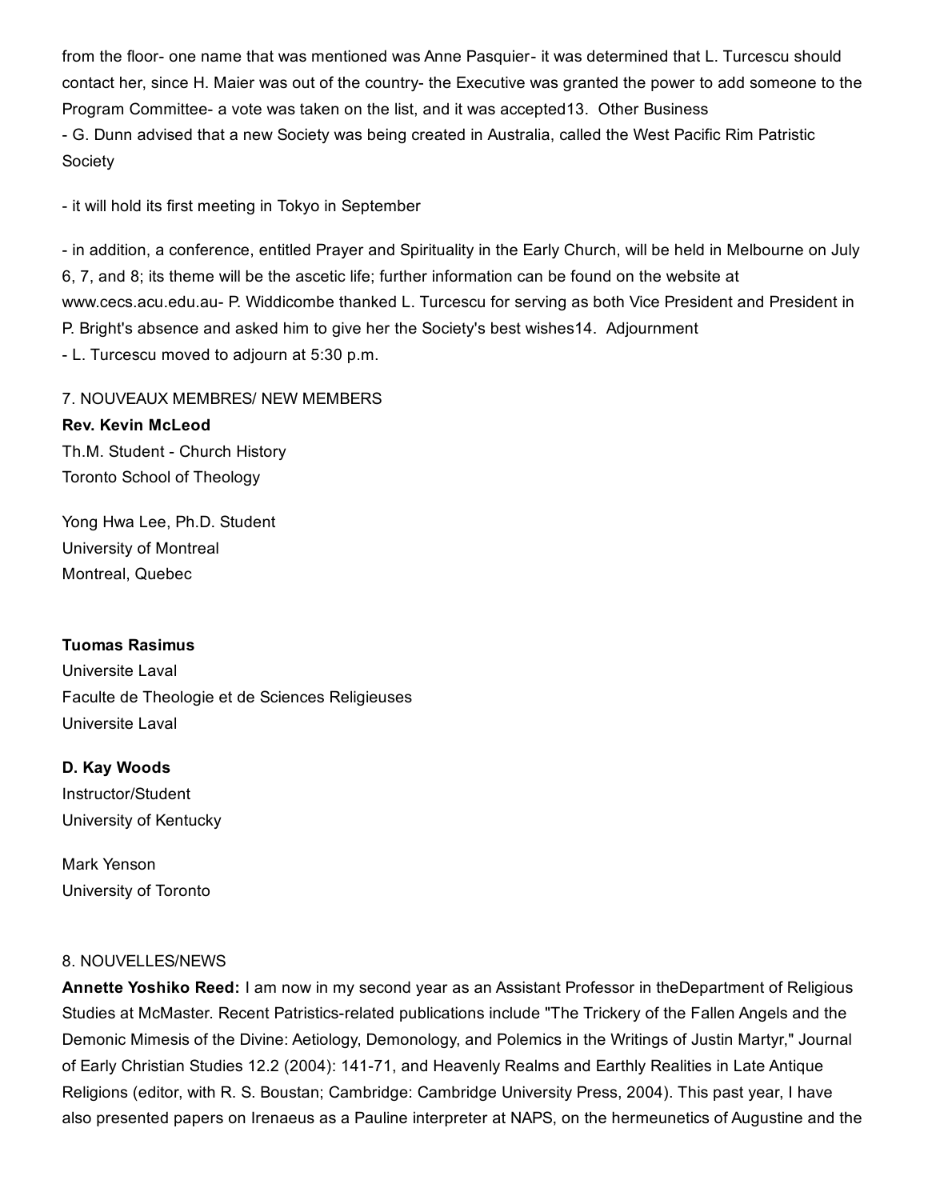from the floor- one name that was mentioned was Anne Pasquier- it was determined that L. Turcescu should contact her, since H. Maier was out of the country- the Executive was granted the power to add someone to the Program Committee- a vote was taken on the list, and it was accepted13. Other Business

- G. Dunn advised that a new Society was being created in Australia, called the West Pacific Rim Patristic Society

- it will hold its first meeting in Tokyo in September

- in addition, a conference, entitled Prayer and Spirituality in the Early Church, will be held in Melbourne on July 6, 7, and 8; its theme will be the ascetic life; further information can be found on the website at www.cecs.acu.edu.au- P. Widdicombe thanked L. Turcescu for serving as both Vice President and President in P. Bright's absence and asked him to give her the Society's best wishes14. Adjournment

- L. Turcescu moved to adjourn at 5:30 p.m.

7. NOUVEAUX MEMBRES/ NEW MEMBERS

**Rev. Kevin McLeod**
Th.M. Student - Church History
Toronto School of Theology

Yong Hwa Lee, Ph.D. Student
University of Montreal
Montreal, Quebec

**Tuomas Rasimus**
Universite Laval
Faculte de Theologie et de Sciences Religieuses
Universite Laval

**D. Kay Woods**
Instructor/Student
University of Kentucky

Mark Yenson
University of Toronto

8. NOUVELLES/NEWS

**Annette Yoshiko Reed:** I am now in my second year as an Assistant Professor in theDepartment of Religious Studies at McMaster. Recent Patristics-related publications include "The Trickery of the Fallen Angels and the Demonic Mimesis of the Divine: Aetiology, Demonology, and Polemics in the Writings of Justin Martyr," Journal of Early Christian Studies 12.2 (2004): 141-71, and Heavenly Realms and Earthly Realities in Late Antique Religions (editor, with R. S. Boustan; Cambridge: Cambridge University Press, 2004). This past year, I have also presented papers on Irenaeus as a Pauline interpreter at NAPS, on the hermeunetics of Augustine and the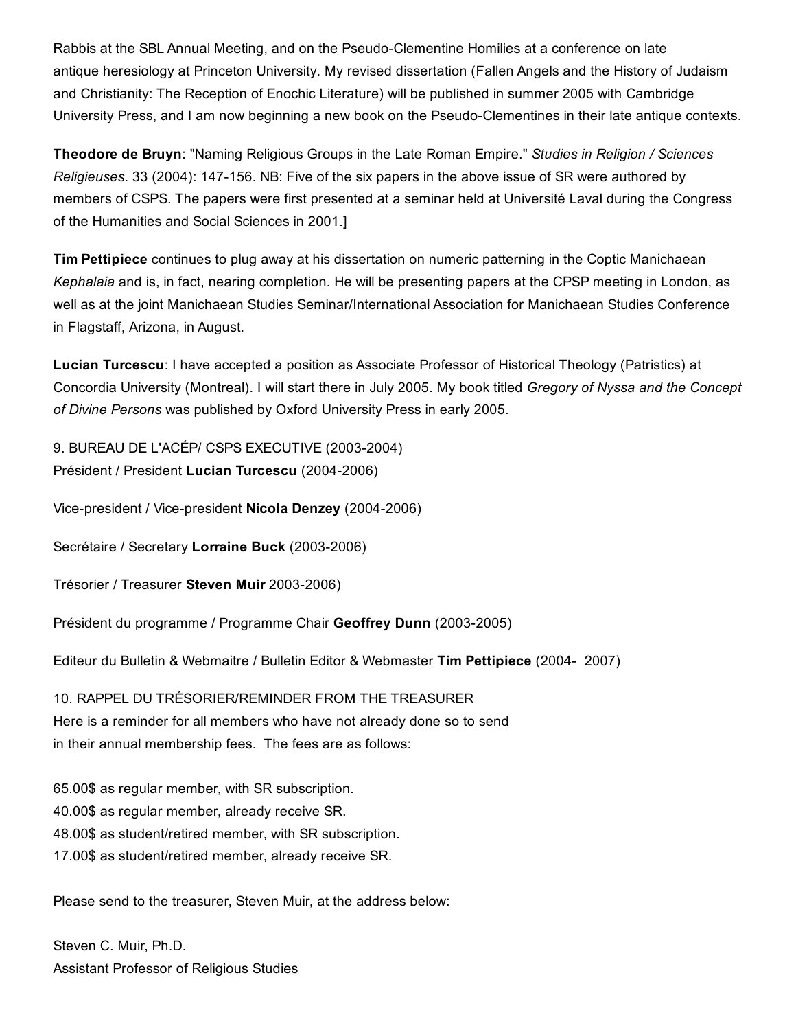Rabbis at the SBL Annual Meeting, and on the Pseudo-Clementine Homilies at a conference on late antique heresiology at Princeton University. My revised dissertation (Fallen Angels and the History of Judaism and Christianity: The Reception of Enochic Literature) will be published in summer 2005 with Cambridge University Press, and I am now beginning a new book on the Pseudo-Clementines in their late antique contexts.

**Theodore de Bruyn**: "Naming Religious Groups in the Late Roman Empire." *Studies in Religion / Sciences Religieuses*. 33 (2004): 147-156. NB: Five of the six papers in the above issue of SR were authored by members of CSPS. The papers were first presented at a seminar held at Université Laval during the Congress of the Humanities and Social Sciences in 2001.]

**Tim Pettipiece** continues to plug away at his dissertation on numeric patterning in the Coptic Manichaean *Kephalaia* and is, in fact, nearing completion. He will be presenting papers at the CPSP meeting in London, as well as at the joint Manichaean Studies Seminar/International Association for Manichaean Studies Conference in Flagstaff, Arizona, in August.

**Lucian Turcescu**: I have accepted a position as Associate Professor of Historical Theology (Patristics) at Concordia University (Montreal). I will start there in July 2005. My book titled *Gregory of Nyssa and the Concept of Divine Persons* was published by Oxford University Press in early 2005.

9. BUREAU DE L'ACÉP/ CSPS EXECUTIVE (2003-2004)
Président / President **Lucian Turcescu** (2004-2006)

Vice-president / Vice-president **Nicola Denzey** (2004-2006)

Secrétaire / Secretary **Lorraine Buck** (2003-2006)

Trésorier / Treasurer **Steven Muir** 2003-2006)

Président du programme / Programme Chair **Geoffrey Dunn** (2003-2005)

Editeur du Bulletin & Webmaitre / Bulletin Editor & Webmaster **Tim Pettipiece** (2004- 2007)

10. RAPPEL DU TRÉSORIER/REMINDER FROM THE TREASURER
Here is a reminder for all members who have not already done so to send in their annual membership fees. The fees are as follows:

65.00$ as regular member, with SR subscription.
40.00$ as regular member, already receive SR.
48.00$ as student/retired member, with SR subscription.
17.00$ as student/retired member, already receive SR.

Please send to the treasurer, Steven Muir, at the address below:

Steven C. Muir, Ph.D.
Assistant Professor of Religious Studies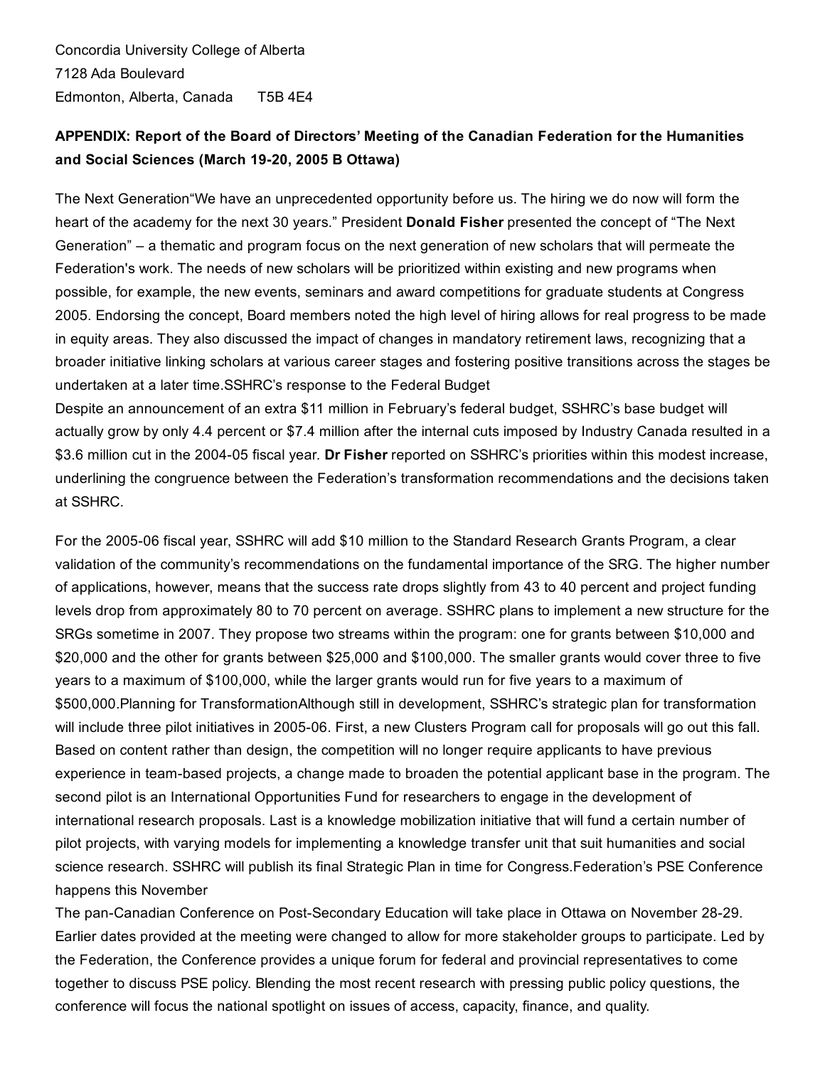Concordia University College of Alberta
7128 Ada Boulevard
Edmonton, Alberta, Canada T5B 4E4

**APPENDIX: Report of the Board of Directors' Meeting of the Canadian Federation for the Humanities and Social Sciences (March 19-20, 2005 B Ottawa)**

The Next Generation"We have an unprecedented opportunity before us. The hiring we do now will form the heart of the academy for the next 30 years." President **Donald Fisher** presented the concept of "The Next Generation" – a thematic and program focus on the next generation of new scholars that will permeate the Federation's work. The needs of new scholars will be prioritized within existing and new programs when possible, for example, the new events, seminars and award competitions for graduate students at Congress 2005. Endorsing the concept, Board members noted the high level of hiring allows for real progress to be made in equity areas. They also discussed the impact of changes in mandatory retirement laws, recognizing that a broader initiative linking scholars at various career stages and fostering positive transitions across the stages be undertaken at a later time.SSHRC's response to the Federal Budget

Despite an announcement of an extra $11 million in February's federal budget, SSHRC's base budget will actually grow by only 4.4 percent or $7.4 million after the internal cuts imposed by Industry Canada resulted in a $3.6 million cut in the 2004-05 fiscal year. **Dr Fisher** reported on SSHRC's priorities within this modest increase, underlining the congruence between the Federation's transformation recommendations and the decisions taken at SSHRC.

For the 2005-06 fiscal year, SSHRC will add $10 million to the Standard Research Grants Program, a clear validation of the community's recommendations on the fundamental importance of the SRG. The higher number of applications, however, means that the success rate drops slightly from 43 to 40 percent and project funding levels drop from approximately 80 to 70 percent on average. SSHRC plans to implement a new structure for the SRGs sometime in 2007. They propose two streams within the program: one for grants between $10,000 and $20,000 and the other for grants between $25,000 and $100,000. The smaller grants would cover three to five years to a maximum of $100,000, while the larger grants would run for five years to a maximum of $500,000.Planning for TransformationAlthough still in development, SSHRC's strategic plan for transformation will include three pilot initiatives in 2005-06. First, a new Clusters Program call for proposals will go out this fall. Based on content rather than design, the competition will no longer require applicants to have previous experience in team-based projects, a change made to broaden the potential applicant base in the program. The second pilot is an International Opportunities Fund for researchers to engage in the development of international research proposals. Last is a knowledge mobilization initiative that will fund a certain number of pilot projects, with varying models for implementing a knowledge transfer unit that suit humanities and social science research. SSHRC will publish its final Strategic Plan in time for Congress.Federation's PSE Conference happens this November

The pan-Canadian Conference on Post-Secondary Education will take place in Ottawa on November 28-29. Earlier dates provided at the meeting were changed to allow for more stakeholder groups to participate. Led by the Federation, the Conference provides a unique forum for federal and provincial representatives to come together to discuss PSE policy. Blending the most recent research with pressing public policy questions, the conference will focus the national spotlight on issues of access, capacity, finance, and quality.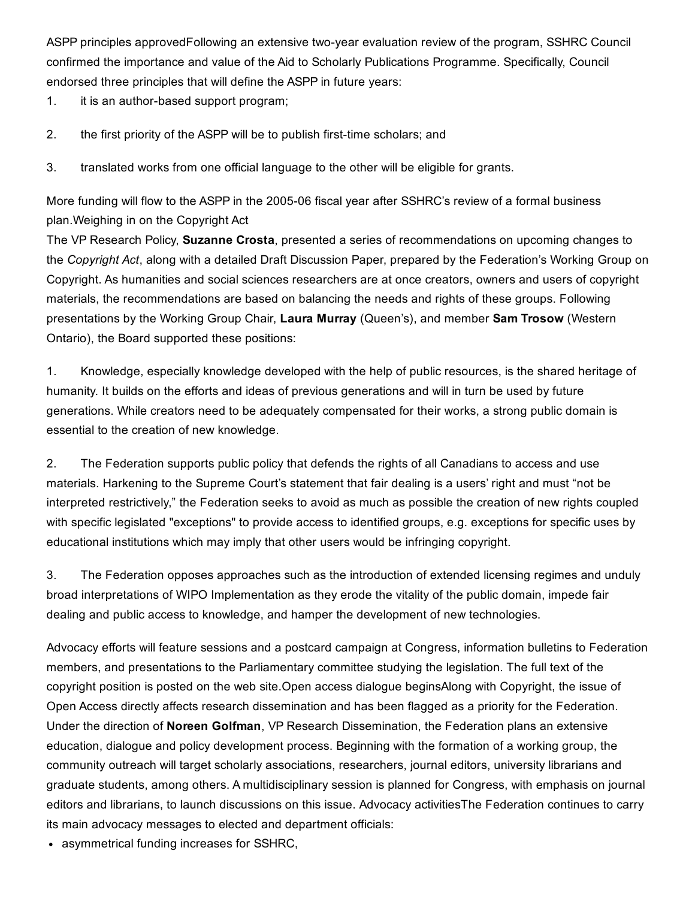ASPP principles approvedFollowing an extensive two-year evaluation review of the program, SSHRC Council confirmed the importance and value of the Aid to Scholarly Publications Programme. Specifically, Council endorsed three principles that will define the ASPP in future years:

1. it is an author-based support program;
2. the first priority of the ASPP will be to publish first-time scholars; and
3. translated works from one official language to the other will be eligible for grants.

More funding will flow to the ASPP in the 2005-06 fiscal year after SSHRC's review of a formal business plan.Weighing in on the Copyright Act

The VP Research Policy, **Suzanne Crosta**, presented a series of recommendations on upcoming changes to the *Copyright Act*, along with a detailed Draft Discussion Paper, prepared by the Federation's Working Group on Copyright. As humanities and social sciences researchers are at once creators, owners and users of copyright materials, the recommendations are based on balancing the needs and rights of these groups. Following presentations by the Working Group Chair, **Laura Murray** (Queen's), and member **Sam Trosow** (Western Ontario), the Board supported these positions:

1. Knowledge, especially knowledge developed with the help of public resources, is the shared heritage of humanity. It builds on the efforts and ideas of previous generations and will in turn be used by future generations. While creators need to be adequately compensated for their works, a strong public domain is essential to the creation of new knowledge.

2. The Federation supports public policy that defends the rights of all Canadians to access and use materials. Harkening to the Supreme Court's statement that fair dealing is a users' right and must "not be interpreted restrictively," the Federation seeks to avoid as much as possible the creation of new rights coupled with specific legislated "exceptions" to provide access to identified groups, e.g. exceptions for specific uses by educational institutions which may imply that other users would be infringing copyright.

3. The Federation opposes approaches such as the introduction of extended licensing regimes and unduly broad interpretations of WIPO Implementation as they erode the vitality of the public domain, impede fair dealing and public access to knowledge, and hamper the development of new technologies.

Advocacy efforts will feature sessions and a postcard campaign at Congress, information bulletins to Federation members, and presentations to the Parliamentary committee studying the legislation. The full text of the copyright position is posted on the web site.Open access dialogue beginsAlong with Copyright, the issue of Open Access directly affects research dissemination and has been flagged as a priority for the Federation. Under the direction of **Noreen Golfman**, VP Research Dissemination, the Federation plans an extensive education, dialogue and policy development process. Beginning with the formation of a working group, the community outreach will target scholarly associations, researchers, journal editors, university librarians and graduate students, among others. A multidisciplinary session is planned for Congress, with emphasis on journal editors and librarians, to launch discussions on this issue. Advocacy activitiesThe Federation continues to carry its main advocacy messages to elected and department officials:

- asymmetrical funding increases for SSHRC,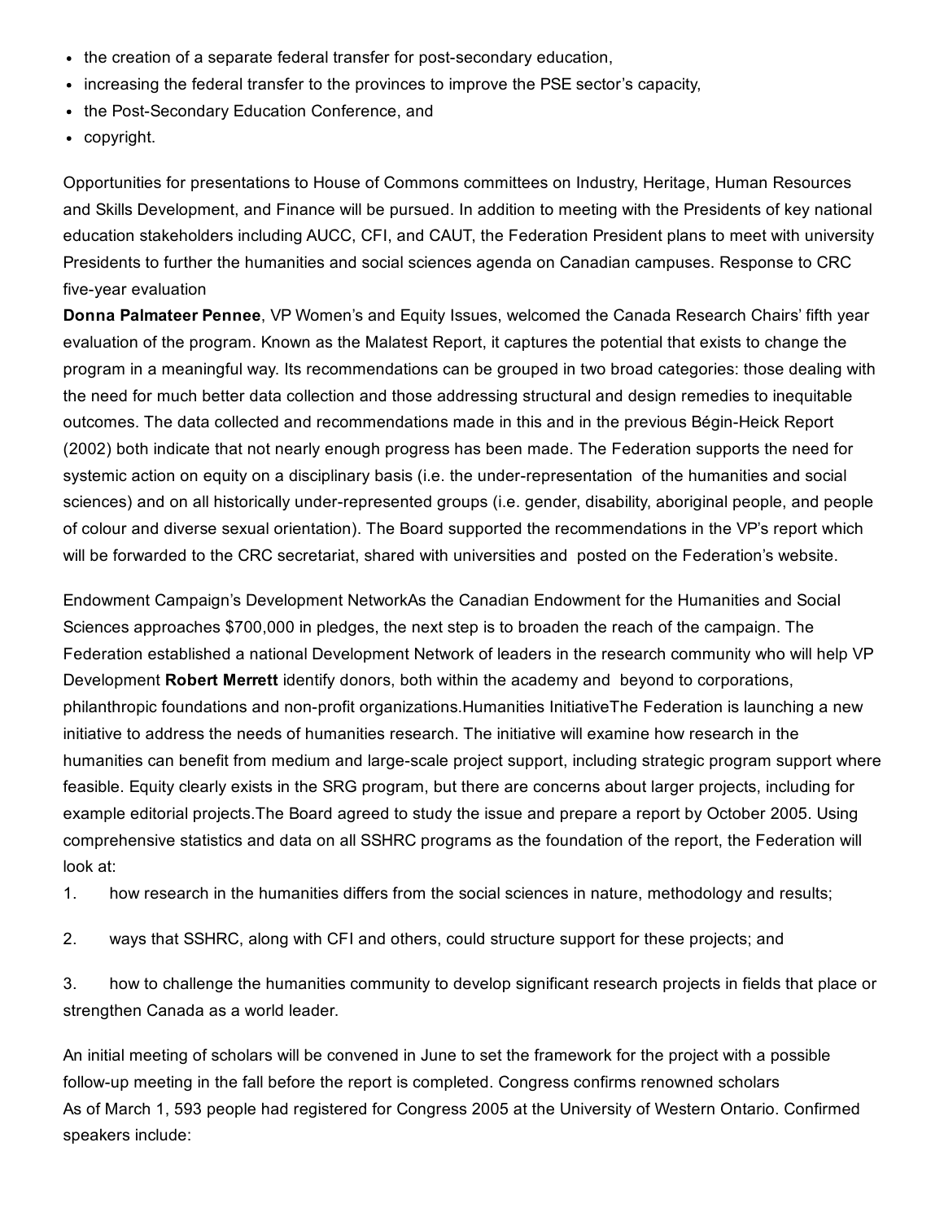- the creation of a separate federal transfer for post-secondary education,
- increasing the federal transfer to the provinces to improve the PSE sector's capacity,
- the Post-Secondary Education Conference, and
- copyright.

Opportunities for presentations to House of Commons committees on Industry, Heritage, Human Resources and Skills Development, and Finance will be pursued. In addition to meeting with the Presidents of key national education stakeholders including AUCC, CFI, and CAUT, the Federation President plans to meet with university Presidents to further the humanities and social sciences agenda on Canadian campuses. Response to CRC five-year evaluation

**Donna Palmateer Pennee**, VP Women's and Equity Issues, welcomed the Canada Research Chairs' fifth year evaluation of the program. Known as the Malatest Report, it captures the potential that exists to change the program in a meaningful way. Its recommendations can be grouped in two broad categories: those dealing with the need for much better data collection and those addressing structural and design remedies to inequitable outcomes. The data collected and recommendations made in this and in the previous Bégin-Heick Report (2002) both indicate that not nearly enough progress has been made. The Federation supports the need for systemic action on equity on a disciplinary basis (i.e. the under-representation of the humanities and social sciences) and on all historically under-represented groups (i.e. gender, disability, aboriginal people, and people of colour and diverse sexual orientation). The Board supported the recommendations in the VP's report which will be forwarded to the CRC secretariat, shared with universities and posted on the Federation's website.

Endowment Campaign's Development NetworkAs the Canadian Endowment for the Humanities and Social Sciences approaches $700,000 in pledges, the next step is to broaden the reach of the campaign. The Federation established a national Development Network of leaders in the research community who will help VP Development **Robert Merrett** identify donors, both within the academy and beyond to corporations, philanthropic foundations and non-profit organizations.Humanities InitiativeThe Federation is launching a new initiative to address the needs of humanities research. The initiative will examine how research in the humanities can benefit from medium and large-scale project support, including strategic program support where feasible. Equity clearly exists in the SRG program, but there are concerns about larger projects, including for example editorial projects.The Board agreed to study the issue and prepare a report by October 2005. Using comprehensive statistics and data on all SSHRC programs as the foundation of the report, the Federation will look at:

1. how research in the humanities differs from the social sciences in nature, methodology and results;

2. ways that SSHRC, along with CFI and others, could structure support for these projects; and

3. how to challenge the humanities community to develop significant research projects in fields that place or strengthen Canada as a world leader.

An initial meeting of scholars will be convened in June to set the framework for the project with a possible follow-up meeting in the fall before the report is completed. Congress confirms renowned scholars
As of March 1, 593 people had registered for Congress 2005 at the University of Western Ontario. Confirmed speakers include: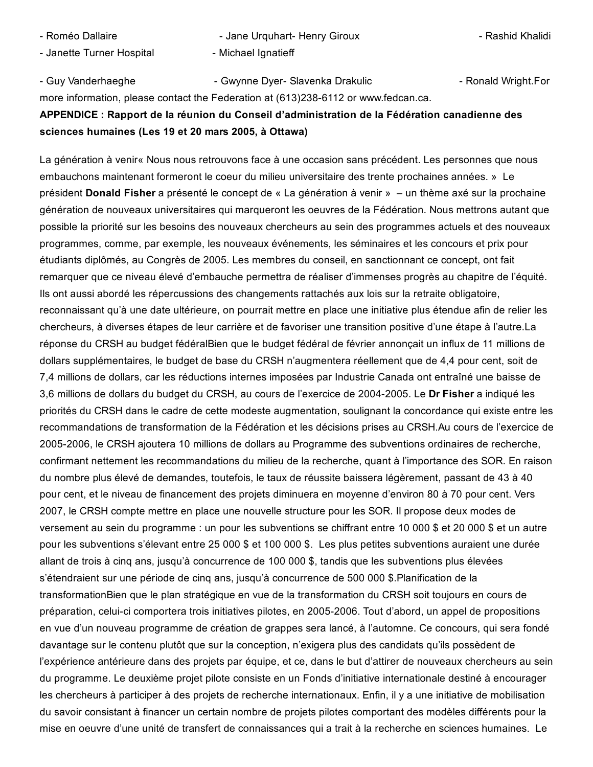- Roméo Dallaire - Jane Urquhart- Henry Giroux - Rashid Khalidi
- Janette Turner Hospital - Michael Ignatieff

- Guy Vanderhaeghe - Gwynne Dyer- Slavenka Drakulic - Ronald Wright.For more information, please contact the Federation at (613)238-6112 or www.fedcan.ca.

**APPENDICE : Rapport de la réunion du Conseil d'administration de la Fédération canadienne des sciences humaines (Les 19 et 20 mars 2005, à Ottawa)**

La génération à venir« Nous nous retrouvons face à une occasion sans précédent. Les personnes que nous embauchons maintenant formeront le coeur du milieu universitaire des trente prochaines années. » Le président **Donald Fisher** a présenté le concept de « La génération à venir » – un thème axé sur la prochaine génération de nouveaux universitaires qui marqueront les oeuvres de la Fédération. Nous mettrons autant que possible la priorité sur les besoins des nouveaux chercheurs au sein des programmes actuels et des nouveaux programmes, comme, par exemple, les nouveaux événements, les séminaires et les concours et prix pour étudiants diplômés, au Congrès de 2005. Les membres du conseil, en sanctionnant ce concept, ont fait remarquer que ce niveau élevé d'embauche permettra de réaliser d'immenses progrès au chapitre de l'équité. Ils ont aussi abordé les répercussions des changements rattachés aux lois sur la retraite obligatoire, reconnaissant qu'à une date ultérieure, on pourrait mettre en place une initiative plus étendue afin de relier les chercheurs, à diverses étapes de leur carrière et de favoriser une transition positive d'une étape à l'autre.La réponse du CRSH au budget fédéralBien que le budget fédéral de février annonçait un influx de 11 millions de dollars supplémentaires, le budget de base du CRSH n'augmentera réellement que de 4,4 pour cent, soit de 7,4 millions de dollars, car les réductions internes imposées par Industrie Canada ont entraîné une baisse de 3,6 millions de dollars du budget du CRSH, au cours de l'exercice de 2004-2005. Le **Dr Fisher** a indiqué les priorités du CRSH dans le cadre de cette modeste augmentation, soulignant la concordance qui existe entre les recommandations de transformation de la Fédération et les décisions prises au CRSH.Au cours de l'exercice de 2005-2006, le CRSH ajoutera 10 millions de dollars au Programme des subventions ordinaires de recherche, confirmant nettement les recommandations du milieu de la recherche, quant à l'importance des SOR. En raison du nombre plus élevé de demandes, toutefois, le taux de réussite baissera légèrement, passant de 43 à 40 pour cent, et le niveau de financement des projets diminuera en moyenne d'environ 80 à 70 pour cent. Vers 2007, le CRSH compte mettre en place une nouvelle structure pour les SOR. Il propose deux modes de versement au sein du programme : un pour les subventions se chiffrant entre 10 000 $ et 20 000 $ et un autre pour les subventions s'élevant entre 25 000 $ et 100 000 $. Les plus petites subventions auraient une durée allant de trois à cinq ans, jusqu'à concurrence de 100 000 $, tandis que les subventions plus élevées s'étendraient sur une période de cinq ans, jusqu'à concurrence de 500 000 $.Planification de la transformationBien que le plan stratégique en vue de la transformation du CRSH soit toujours en cours de préparation, celui-ci comportera trois initiatives pilotes, en 2005-2006. Tout d'abord, un appel de propositions en vue d'un nouveau programme de création de grappes sera lancé, à l'automne. Ce concours, qui sera fondé davantage sur le contenu plutôt que sur la conception, n'exigera plus des candidats qu'ils possèdent de l'expérience antérieure dans des projets par équipe, et ce, dans le but d'attirer de nouveaux chercheurs au sein du programme. Le deuxième projet pilote consiste en un Fonds d'initiative internationale destiné à encourager les chercheurs à participer à des projets de recherche internationaux. Enfin, il y a une initiative de mobilisation du savoir consistant à financer un certain nombre de projets pilotes comportant des modèles différents pour la mise en oeuvre d'une unité de transfert de connaissances qui a trait à la recherche en sciences humaines. Le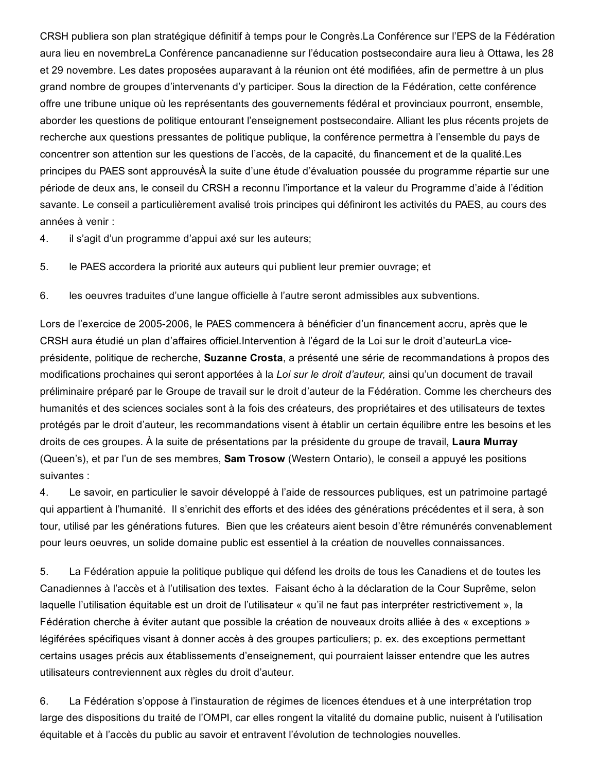CRSH publiera son plan stratégique définitif à temps pour le Congrès.La Conférence sur l'EPS de la Fédération aura lieu en novembreLa Conférence pancanadienne sur l'éducation postsecondaire aura lieu à Ottawa, les 28 et 29 novembre. Les dates proposées auparavant à la réunion ont été modifiées, afin de permettre à un plus grand nombre de groupes d'intervenants d'y participer. Sous la direction de la Fédération, cette conférence offre une tribune unique où les représentants des gouvernements fédéral et provinciaux pourront, ensemble, aborder les questions de politique entourant l'enseignement postsecondaire. Alliant les plus récents projets de recherche aux questions pressantes de politique publique, la conférence permettra à l'ensemble du pays de concentrer son attention sur les questions de l'accès, de la capacité, du financement et de la qualité.Les principes du PAES sont approuvésÀ la suite d'une étude d'évaluation poussée du programme répartie sur une période de deux ans, le conseil du CRSH a reconnu l'importance et la valeur du Programme d'aide à l'édition savante. Le conseil a particulièrement avalisé trois principes qui définiront les activités du PAES, au cours des années à venir :

4. il s'agit d'un programme d'appui axé sur les auteurs;

5. le PAES accordera la priorité aux auteurs qui publient leur premier ouvrage; et

6. les oeuvres traduites d'une langue officielle à l'autre seront admissibles aux subventions.

Lors de l'exercice de 2005-2006, le PAES commencera à bénéficier d'un financement accru, après que le CRSH aura étudié un plan d'affaires officiel.Intervention à l'égard de la Loi sur le droit d'auteurLa vice-présidente, politique de recherche, **Suzanne Crosta**, a présenté une série de recommandations à propos des modifications prochaines qui seront apportées à la *Loi sur le droit d'auteur,* ainsi qu'un document de travail préliminaire préparé par le Groupe de travail sur le droit d'auteur de la Fédération. Comme les chercheurs des humanités et des sciences sociales sont à la fois des créateurs, des propriétaires et des utilisateurs de textes protégés par le droit d'auteur, les recommandations visent à établir un certain équilibre entre les besoins et les droits de ces groupes. À la suite de présentations par la présidente du groupe de travail, **Laura Murray** (Queen's), et par l'un de ses membres, **Sam Trosow** (Western Ontario), le conseil a appuyé les positions suivantes :

4. Le savoir, en particulier le savoir développé à l'aide de ressources publiques, est un patrimoine partagé qui appartient à l'humanité. Il s'enrichit des efforts et des idées des générations précédentes et il sera, à son tour, utilisé par les générations futures. Bien que les créateurs aient besoin d'être rémunérés convenablement pour leurs oeuvres, un solide domaine public est essentiel à la création de nouvelles connaissances.

5. La Fédération appuie la politique publique qui défend les droits de tous les Canadiens et de toutes les Canadiennes à l'accès et à l'utilisation des textes. Faisant écho à la déclaration de la Cour Suprême, selon laquelle l'utilisation équitable est un droit de l'utilisateur « qu'il ne faut pas interpréter restrictivement », la Fédération cherche à éviter autant que possible la création de nouveaux droits alliée à des « exceptions » légiférées spécifiques visant à donner accès à des groupes particuliers; p. ex. des exceptions permettant certains usages précis aux établissements d'enseignement, qui pourraient laisser entendre que les autres utilisateurs contreviennent aux règles du droit d'auteur.

6. La Fédération s'oppose à l'instauration de régimes de licences étendues et à une interprétation trop large des dispositions du traité de l'OMPI, car elles rongent la vitalité du domaine public, nuisent à l'utilisation équitable et à l'accès du public au savoir et entravent l'évolution de technologies nouvelles.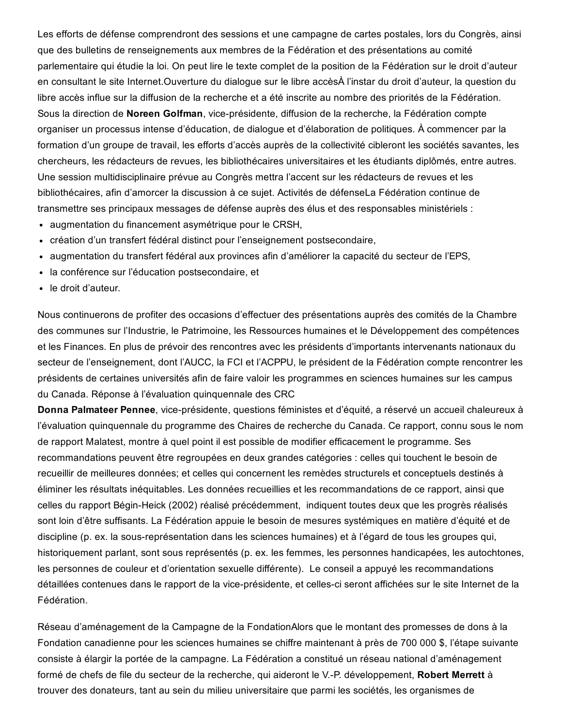Les efforts de défense comprendront des sessions et une campagne de cartes postales, lors du Congrès, ainsi que des bulletins de renseignements aux membres de la Fédération et des présentations au comité parlementaire qui étudie la loi. On peut lire le texte complet de la position de la Fédération sur le droit d'auteur en consultant le site Internet.Ouverture du dialogue sur le libre accèsÀ l'instar du droit d'auteur, la question du libre accès influe sur la diffusion de la recherche et a été inscrite au nombre des priorités de la Fédération. Sous la direction de **Noreen Golfman**, vice-présidente, diffusion de la recherche, la Fédération compte organiser un processus intense d'éducation, de dialogue et d'élaboration de politiques. À commencer par la formation d'un groupe de travail, les efforts d'accès auprès de la collectivité cibleront les sociétés savantes, les chercheurs, les rédacteurs de revues, les bibliothécaires universitaires et les étudiants diplômés, entre autres. Une session multidisciplinaire prévue au Congrès mettra l'accent sur les rédacteurs de revues et les bibliothécaires, afin d'amorcer la discussion à ce sujet. Activités de défenseLa Fédération continue de transmettre ses principaux messages de défense auprès des élus et des responsables ministériels :

- augmentation du financement asymétrique pour le CRSH,
- création d'un transfert fédéral distinct pour l'enseignement postsecondaire,
- augmentation du transfert fédéral aux provinces afin d'améliorer la capacité du secteur de l'EPS,
- la conférence sur l'éducation postsecondaire, et
- le droit d'auteur.

Nous continuerons de profiter des occasions d'effectuer des présentations auprès des comités de la Chambre des communes sur l'Industrie, le Patrimoine, les Ressources humaines et le Développement des compétences et les Finances. En plus de prévoir des rencontres avec les présidents d'importants intervenants nationaux du secteur de l'enseignement, dont l'AUCC, la FCI et l'ACPPU, le président de la Fédération compte rencontrer les présidents de certaines universités afin de faire valoir les programmes en sciences humaines sur les campus du Canada. Réponse à l'évaluation quinquennale des CRC

**Donna Palmateer Pennee**, vice-présidente, questions féministes et d'équité, a réservé un accueil chaleureux à l'évaluation quinquennale du programme des Chaires de recherche du Canada. Ce rapport, connu sous le nom de rapport Malatest, montre à quel point il est possible de modifier efficacement le programme. Ses recommandations peuvent être regroupées en deux grandes catégories : celles qui touchent le besoin de recueillir de meilleures données; et celles qui concernent les remèdes structurels et conceptuels destinés à éliminer les résultats inéquitables. Les données recueillies et les recommandations de ce rapport, ainsi que celles du rapport Bégin-Heick (2002) réalisé précédemment, indiquent toutes deux que les progrès réalisés sont loin d'être suffisants. La Fédération appuie le besoin de mesures systémiques en matière d'équité et de discipline (p. ex. la sous-représentation dans les sciences humaines) et à l'égard de tous les groupes qui, historiquement parlant, sont sous représentés (p. ex. les femmes, les personnes handicapées, les autochtones, les personnes de couleur et d'orientation sexuelle différente). Le conseil a appuyé les recommandations détaillées contenues dans le rapport de la vice-présidente, et celles-ci seront affichées sur le site Internet de la Fédération.

Réseau d'aménagement de la Campagne de la FondationAlors que le montant des promesses de dons à la Fondation canadienne pour les sciences humaines se chiffre maintenant à près de 700 000 $, l'étape suivante consiste à élargir la portée de la campagne. La Fédération a constitué un réseau national d'aménagement formé de chefs de file du secteur de la recherche, qui aideront le V.-P. développement, **Robert Merrett** à trouver des donateurs, tant au sein du milieu universitaire que parmi les sociétés, les organismes de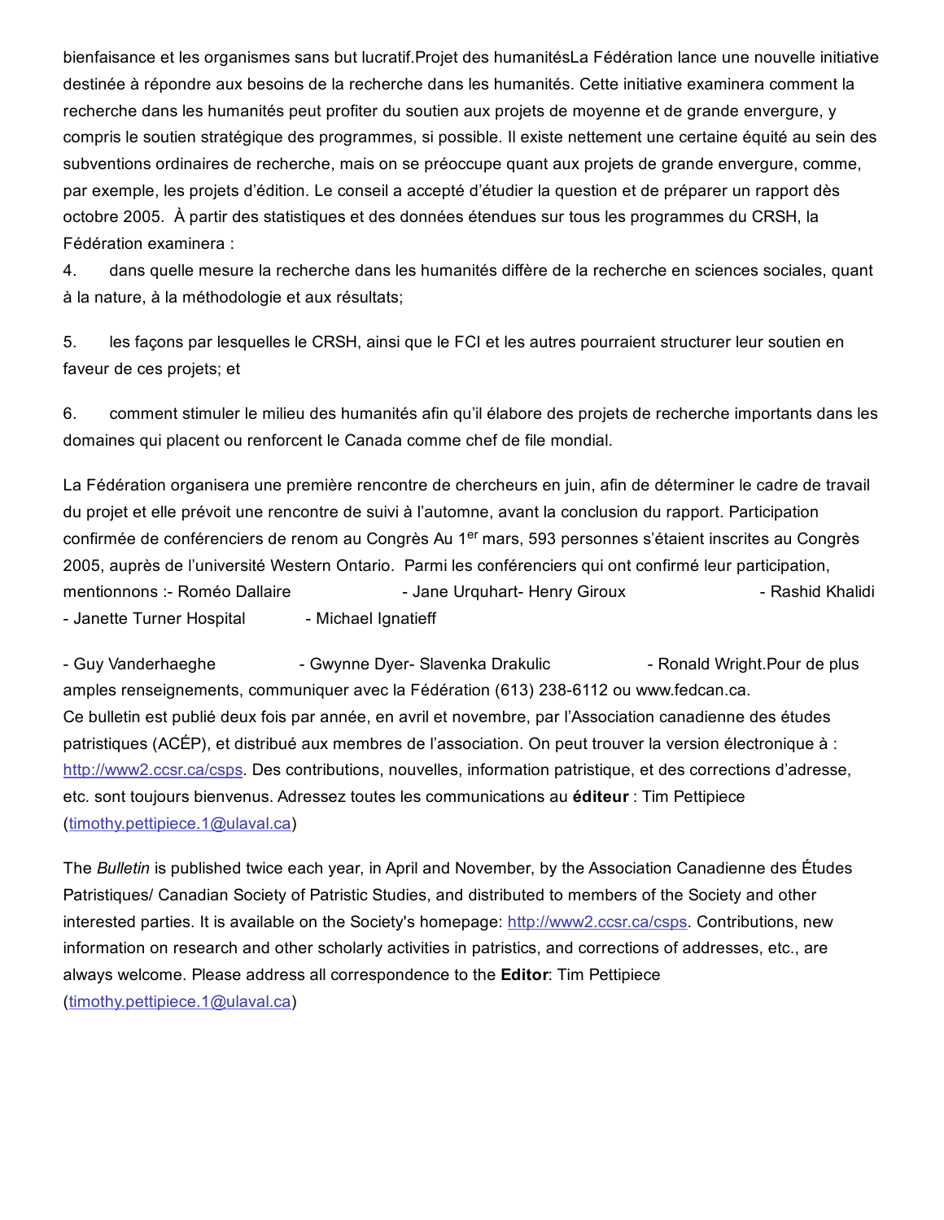bienfaisance et les organismes sans but lucratif.

## Projet des humanités

La Fédération lance une nouvelle initiative destinée à répondre aux besoins de la recherche dans les humanités. Cette initiative examinera comment la recherche dans les humanités peut profiter du soutien aux projets de moyenne et de grande envergure, y compris le soutien stratégique des programmes, si possible. Il existe nettement une certaine équité au sein des subventions ordinaires de recherche, mais on se préoccupe quant aux projets de grande envergure, comme, par exemple, les projets d'édition. Le conseil a accepté d'étudier la question et de préparer un rapport dès octobre 2005. À partir des statistiques et des données étendues sur tous les programmes du CRSH, la Fédération examinera :

4. dans quelle mesure la recherche dans les humanités diffère de la recherche en sciences sociales, quant à la nature, à la méthodologie et aux résultats;

5. les façons par lesquelles le CRSH, ainsi que le FCI et les autres pourraient structurer leur soutien en faveur de ces projets; et

6. comment stimuler le milieu des humanités afin qu'il élabore des projets de recherche importants dans les domaines qui placent ou renforcent le Canada comme chef de file mondial.

La Fédération organisera une première rencontre de chercheurs en juin, afin de déterminer le cadre de travail du projet et elle prévoit une rencontre de suivi à l'automne, avant la conclusion du rapport.

## Participation confirmée de conférenciers de renom au Congrès

Au 1er mars, 593 personnes s'étaient inscrites au Congrès 2005, auprès de l'université Western Ontario. Parmi les conférenciers qui ont confirmé leur participation, mentionnons :

- Roméo Dallaire
- Jane Urquhart
- Henry Giroux
- Rashid Khalidi
- Janette Turner Hospital
- Michael Ignatieff
- Guy Vanderhaeghe
- Gwynne Dyer
- Slavenka Drakulic
- Ronald Wright.

Pour de plus amples renseignements, communiquer avec la Fédération (613) 238-6112 ou www.fedcan.ca.

Ce bulletin est publié deux fois par année, en avril et novembre, par l'Association canadienne des études patristiques (ACÉP), et distribué aux membres de l'association. On peut trouver la version électronique à : http://www2.ccsr.ca/csps. Des contributions, nouvelles, information patristique, et des corrections d'adresse, etc. sont toujours bienvenus. Adressez toutes les communications au **éditeur** : Tim Pettipiece (timothy.pettipiece.1@ulaval.ca)

The *Bulletin* is published twice each year, in April and November, by the Association Canadienne des Études Patristiques/ Canadian Society of Patristic Studies, and distributed to members of the Society and other interested parties. It is available on the Society's homepage: http://www2.ccsr.ca/csps. Contributions, new information on research and other scholarly activities in patristics, and corrections of addresses, etc., are always welcome. Please address all correspondence to the **Editor**: Tim Pettipiece (timothy.pettipiece.1@ulaval.ca)